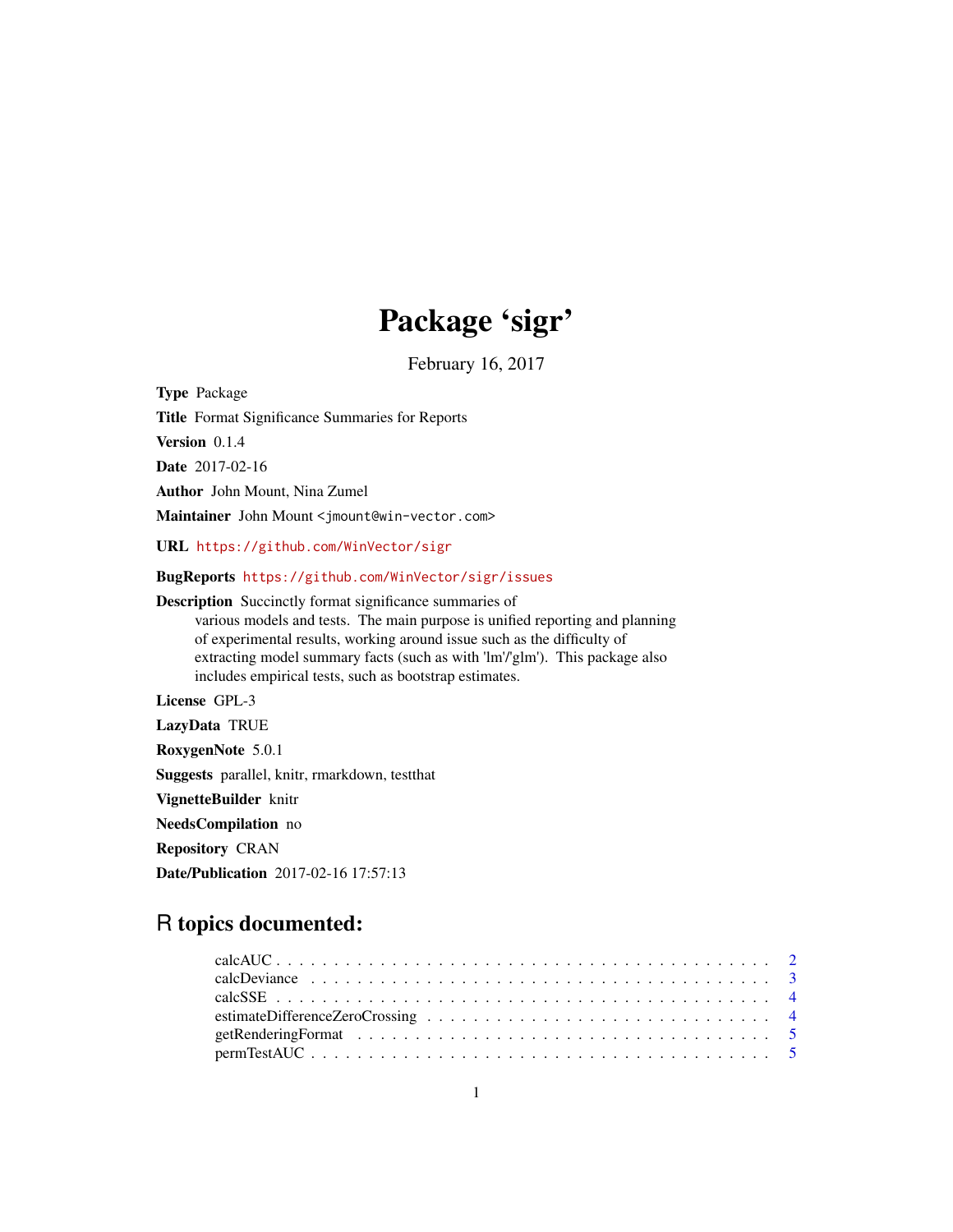# Package 'sigr'

February 16, 2017

**Type** Package

**Title** Format Significance Summaries for Reports

**Version** 0.1.4

**Date** 2017-02-16

**Author** John Mount, Nina Zumel

**Maintainer** John Mount <jmount@win-vector.com>

**URL** https://github.com/WinVector/sigr

**BugReports** https://github.com/WinVector/sigr/issues

**Description** Succinctly format significance summaries of various models and tests. The main purpose is unified reporting and planning of experimental results, working around issue such as the difficulty of extracting model summary facts (such as with 'lm'/'glm'). This package also includes empirical tests, such as bootstrap estimates.

**License** GPL-3

**LazyData** TRUE

**RoxygenNote** 5.0.1

**Suggests** parallel, knitr, rmarkdown, testthat

**VignetteBuilder** knitr

**NeedsCompilation** no

**Repository** CRAN

**Date/Publication** 2017-02-16 17:57:13

## R topics documented:

calcAUC . . . . . . . . . . . . . . . . . . . . . . . . . . . . . . . . . . . . . . . . . . 2
calcDeviance . . . . . . . . . . . . . . . . . . . . . . . . . . . . . . . . . . . . . . . . 3
calcSSE . . . . . . . . . . . . . . . . . . . . . . . . . . . . . . . . . . . . . . . . . . 4
estimateDifferenceZeroCrossing . . . . . . . . . . . . . . . . . . . . . . . . . . . . . . 4
getRenderingFormat . . . . . . . . . . . . . . . . . . . . . . . . . . . . . . . . . . . . 5
permTestAUC . . . . . . . . . . . . . . . . . . . . . . . . . . . . . . . . . . . . . . . 5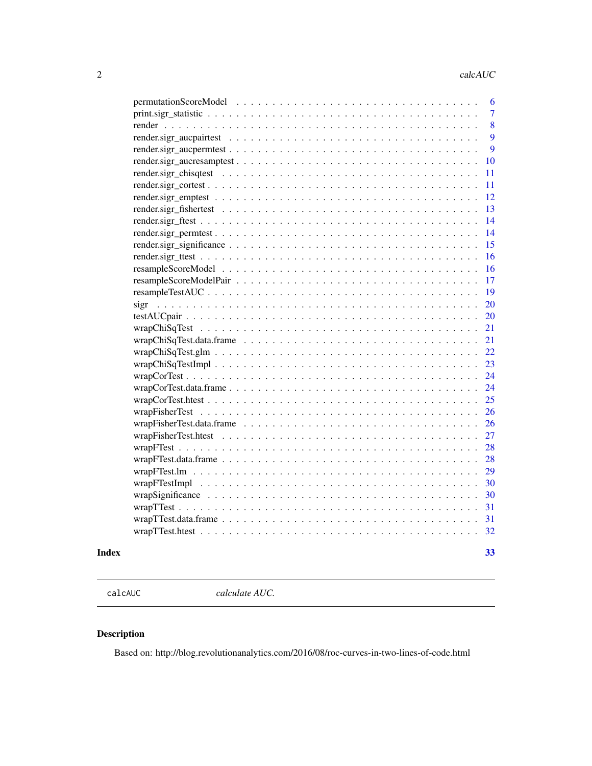permutationScoreModel . . . . . . . . . . . . . . . . . . . . . . . . . . . . . . . . . 6
print.sigr_statistic . . . . . . . . . . . . . . . . . . . . . . . . . . . . . . . . . 7
render . . . . . . . . . . . . . . . . . . . . . . . . . . . . . . . . . . . . . . . 8
render.sigr_aucpairtest . . . . . . . . . . . . . . . . . . . . . . . . . . . . . . . 9
render.sigr_aucpermtest . . . . . . . . . . . . . . . . . . . . . . . . . . . . . . . 9
render.sigr_aucresamptest . . . . . . . . . . . . . . . . . . . . . . . . . . . . . . 10
render.sigr_chisqtest . . . . . . . . . . . . . . . . . . . . . . . . . . . . . . . . 11
render.sigr_cortest . . . . . . . . . . . . . . . . . . . . . . . . . . . . . . . . . 11
render.sigr_emptest . . . . . . . . . . . . . . . . . . . . . . . . . . . . . . . . . 12
render.sigr_fishertest . . . . . . . . . . . . . . . . . . . . . . . . . . . . . . . . 13
render.sigr_ftest . . . . . . . . . . . . . . . . . . . . . . . . . . . . . . . . . . 14
render.sigr_permtest . . . . . . . . . . . . . . . . . . . . . . . . . . . . . . . . . 14
render.sigr_significance . . . . . . . . . . . . . . . . . . . . . . . . . . . . . . . 15
render.sigr_ttest . . . . . . . . . . . . . . . . . . . . . . . . . . . . . . . . . . 16
resampleScoreModel . . . . . . . . . . . . . . . . . . . . . . . . . . . . . . . . . 16
resampleScoreModelPair . . . . . . . . . . . . . . . . . . . . . . . . . . . . . . . 17
resampleTestAUC . . . . . . . . . . . . . . . . . . . . . . . . . . . . . . . . . . . 19
sigr . . . . . . . . . . . . . . . . . . . . . . . . . . . . . . . . . . . . . . . . . 20
testAUCpair . . . . . . . . . . . . . . . . . . . . . . . . . . . . . . . . . . . . . 20
wrapChiSqTest . . . . . . . . . . . . . . . . . . . . . . . . . . . . . . . . . . . . 21
wrapChiSqTest.data.frame . . . . . . . . . . . . . . . . . . . . . . . . . . . . . . 21
wrapChiSqTest.glm . . . . . . . . . . . . . . . . . . . . . . . . . . . . . . . . . . 22
wrapChiSqTestImpl . . . . . . . . . . . . . . . . . . . . . . . . . . . . . . . . . . 23
wrapCorTest . . . . . . . . . . . . . . . . . . . . . . . . . . . . . . . . . . . . . 24
wrapCorTest.data.frame . . . . . . . . . . . . . . . . . . . . . . . . . . . . . . . 24
wrapCorTest.htest . . . . . . . . . . . . . . . . . . . . . . . . . . . . . . . . . . 25
wrapFisherTest . . . . . . . . . . . . . . . . . . . . . . . . . . . . . . . . . . . . 26
wrapFisherTest.data.frame . . . . . . . . . . . . . . . . . . . . . . . . . . . . . . 26
wrapFisherTest.htest . . . . . . . . . . . . . . . . . . . . . . . . . . . . . . . . . 27
wrapFTest . . . . . . . . . . . . . . . . . . . . . . . . . . . . . . . . . . . . . . 28
wrapFTest.data.frame . . . . . . . . . . . . . . . . . . . . . . . . . . . . . . . . 28
wrapFTest.lm . . . . . . . . . . . . . . . . . . . . . . . . . . . . . . . . . . . . . 29
wrapFTestImpl . . . . . . . . . . . . . . . . . . . . . . . . . . . . . . . . . . . . 30
wrapSignificance . . . . . . . . . . . . . . . . . . . . . . . . . . . . . . . . . . . 30
wrapTTest . . . . . . . . . . . . . . . . . . . . . . . . . . . . . . . . . . . . . . 31
wrapTTest.data.frame . . . . . . . . . . . . . . . . . . . . . . . . . . . . . . . . 31
wrapTTest.htest . . . . . . . . . . . . . . . . . . . . . . . . . . . . . . . . . . . 32

**Index** **33**

---

`calcAUC` *calculate AUC.*

---

### Description

Based on: http://blog.revolutionanalytics.com/2016/08/roc-curves-in-two-lines-of-code.html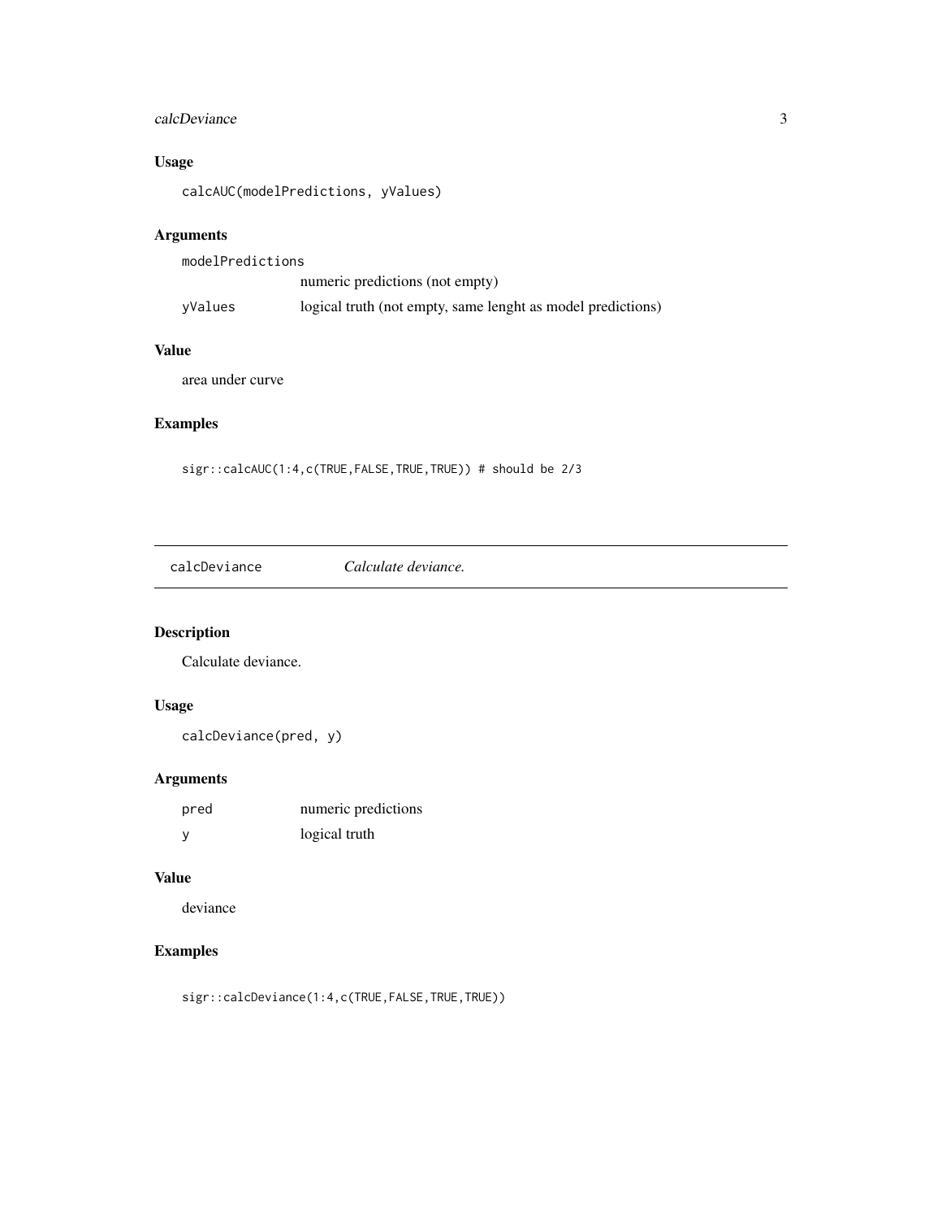## Usage

```
calcAUC(modelPredictions, yValues)
```

## Arguments

| | |
|---|---|
| modelPredictions | numeric predictions (not empty) |
| yValues | logical truth (not empty, same lenght as model predictions) |

## Value

area under curve

## Examples

```
sigr::calcAUC(1:4,c(TRUE,FALSE,TRUE,TRUE)) # should be 2/3
```

---

# calcDeviance — *Calculate deviance.*

## Description

Calculate deviance.

## Usage

```
calcDeviance(pred, y)
```

## Arguments

| | |
|---|---|
| pred | numeric predictions |
| y | logical truth |

## Value

deviance

## Examples

```
sigr::calcDeviance(1:4,c(TRUE,FALSE,TRUE,TRUE))
```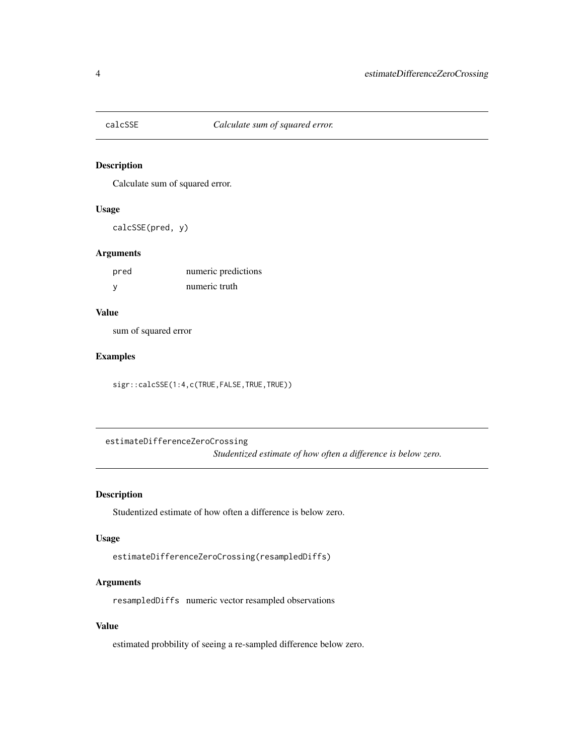## calcSSE *Calculate sum of squared error.*

### Description

Calculate sum of squared error.

### Usage

```
calcSSE(pred, y)
```

### Arguments

| | |
|---|---|
| pred | numeric predictions |
| y | numeric truth |

### Value

sum of squared error

### Examples

```
sigr::calcSSE(1:4,c(TRUE,FALSE,TRUE,TRUE))
```

## estimateDifferenceZeroCrossing *Studentized estimate of how often a difference is below zero.*

### Description

Studentized estimate of how often a difference is below zero.

### Usage

```
estimateDifferenceZeroCrossing(resampledDiffs)
```

### Arguments

| | |
|---|---|
| resampledDiffs | numeric vector resampled observations |

### Value

estimated probbility of seeing a re-sampled difference below zero.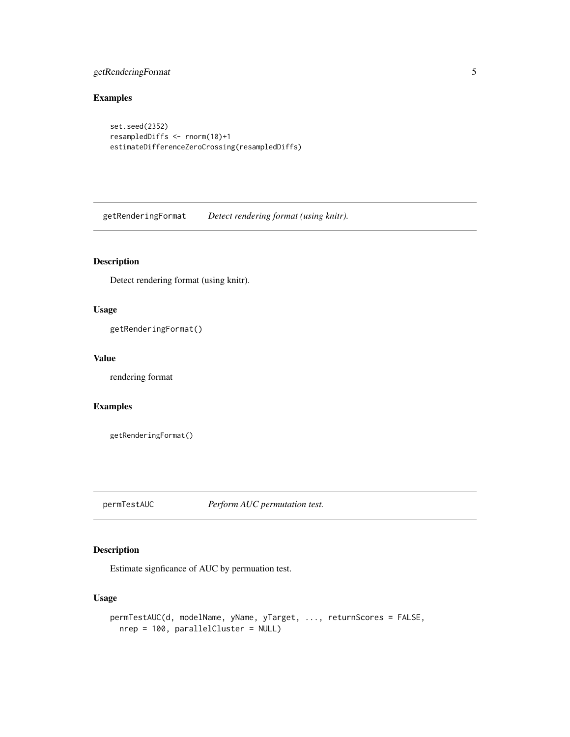### Examples

```
set.seed(2352)
resampledDiffs <- rnorm(10)+1
estimateDifferenceZeroCrossing(resampledDiffs)
```

---

## getRenderingFormat — *Detect rendering format (using knitr).*

---

### Description

Detect rendering format (using knitr).

### Usage

```
getRenderingFormat()
```

### Value

rendering format

### Examples

```
getRenderingFormat()
```

---

## permTestAUC — *Perform AUC permutation test.*

---

### Description

Estimate signficance of AUC by permuation test.

### Usage

```
permTestAUC(d, modelName, yName, yTarget, ..., returnScores = FALSE,
  nrep = 100, parallelCluster = NULL)
```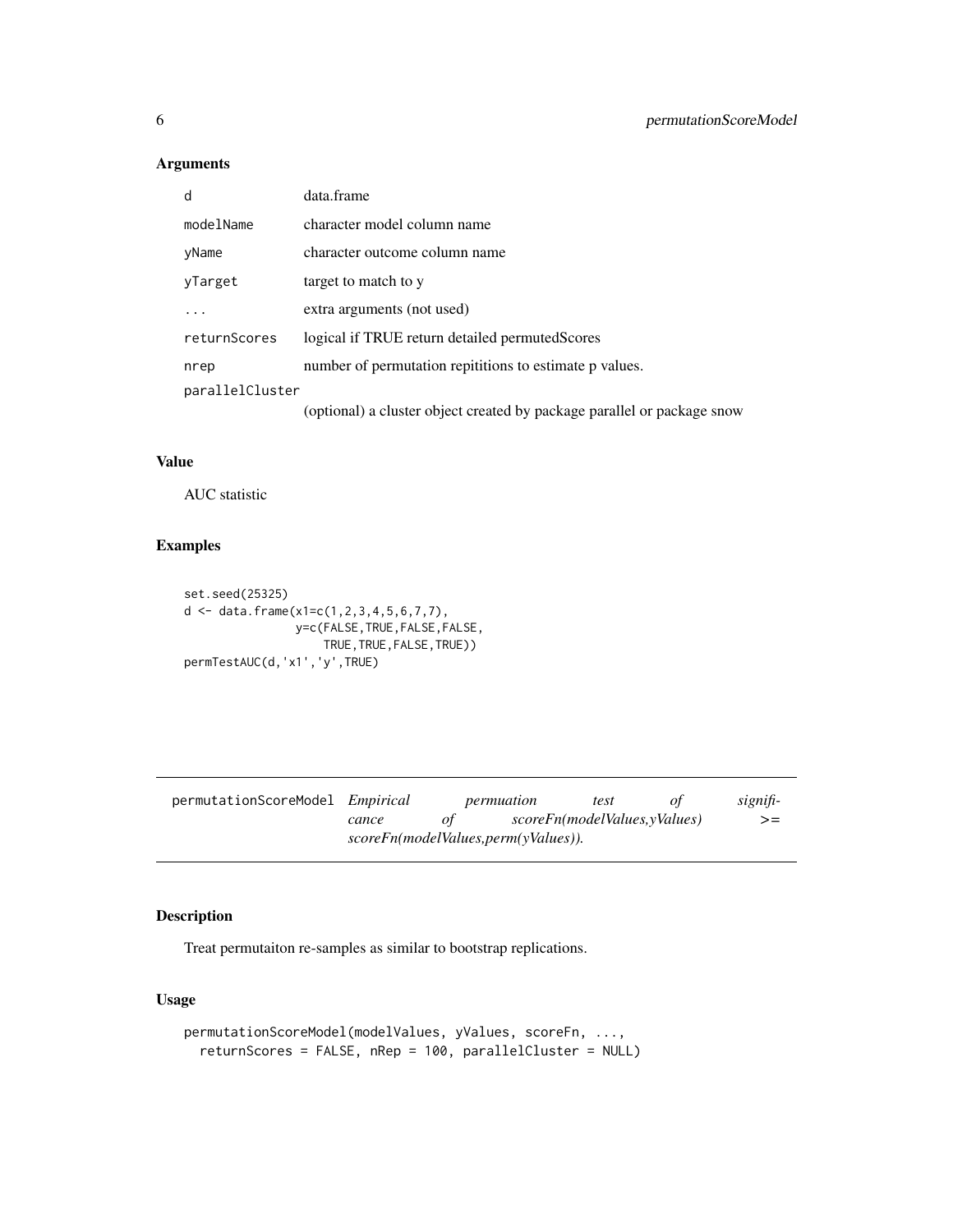### Arguments

| | |
|---|---|
| d | data.frame |
| modelName | character model column name |
| yName | character outcome column name |
| yTarget | target to match to y |
| ... | extra arguments (not used) |
| returnScores | logical if TRUE return detailed permutedScores |
| nrep | number of permutation repititions to estimate p values. |
| parallelCluster | (optional) a cluster object created by package parallel or package snow |

### Value

AUC statistic

### Examples

```
set.seed(25325)
d <- data.frame(x1=c(1,2,3,4,5,6,7,7),
               y=c(FALSE,TRUE,FALSE,FALSE,
                   TRUE,TRUE,FALSE,TRUE))
permTestAUC(d,'x1','y',TRUE)
```

---

## permutationScoreModel *Empirical permuation test of significance of scoreFn(modelValues,yValues) >= scoreFn(modelValues,perm(yValues)).*

---

### Description

Treat permutaiton re-samples as similar to bootstrap replications.

### Usage

```
permutationScoreModel(modelValues, yValues, scoreFn, ...,
  returnScores = FALSE, nRep = 100, parallelCluster = NULL)
```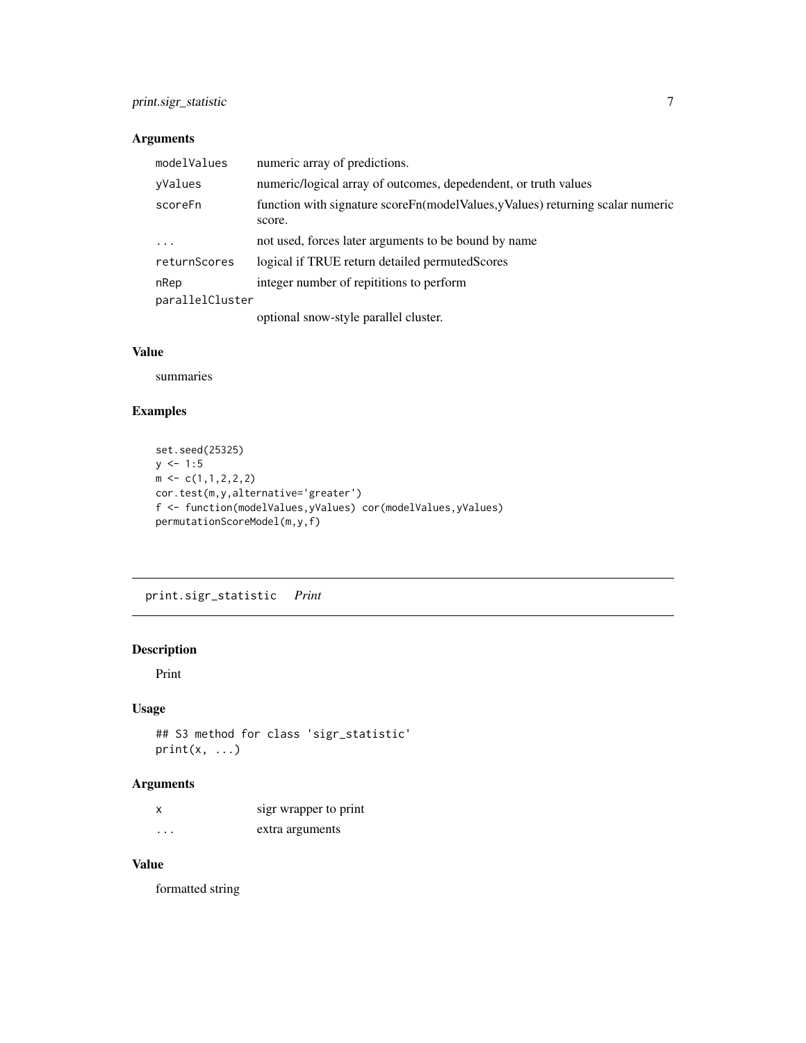### Arguments

| | |
|---|---|
| modelValues | numeric array of predictions. |
| yValues | numeric/logical array of outcomes, depedendent, or truth values |
| scoreFn | function with signature scoreFn(modelValues,yValues) returning scalar numeric score. |
| ... | not used, forces later arguments to be bound by name |
| returnScores | logical if TRUE return detailed permutedScores |
| nRep | integer number of repititions to perform |
| parallelCluster | optional snow-style parallel cluster. |

### Value

summaries

### Examples

```
set.seed(25325)
y <- 1:5
m <- c(1,1,2,2,2)
cor.test(m,y,alternative='greater')
f <- function(modelValues,yValues) cor(modelValues,yValues)
permutationScoreModel(m,y,f)
```

---

## print.sigr_statistic *Print*

### Description

Print

### Usage

```
## S3 method for class 'sigr_statistic'
print(x, ...)
```

### Arguments

| | |
|---|---|
| x | sigr wrapper to print |
| ... | extra arguments |

### Value

formatted string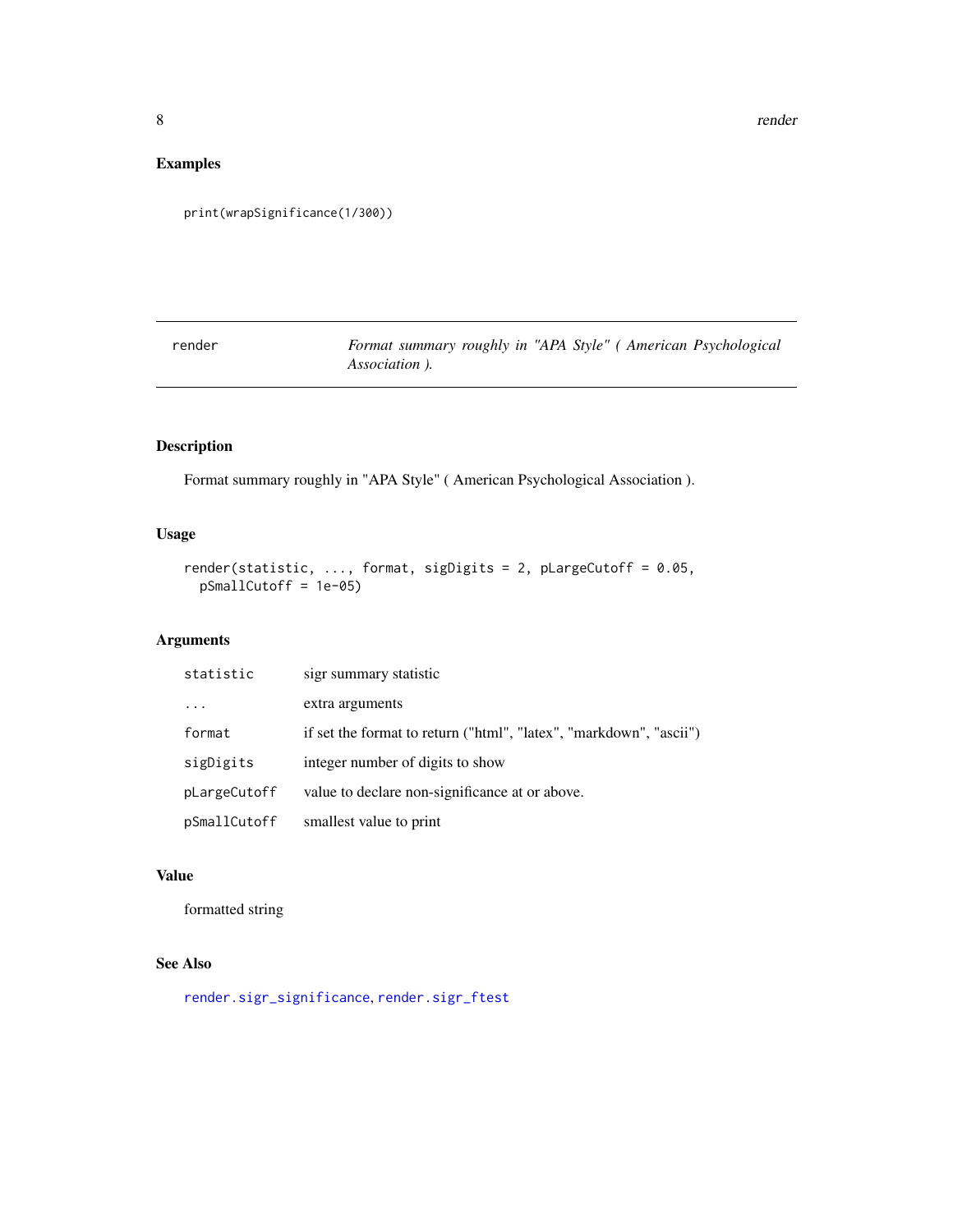### Examples

```
print(wrapSignificance(1/300))
```

## render — *Format summary roughly in "APA Style" ( American Psychological Association ).*

### Description

Format summary roughly in "APA Style" ( American Psychological Association ).

### Usage

```
render(statistic, ..., format, sigDigits = 2, pLargeCutoff = 0.05,
  pSmallCutoff = 1e-05)
```

### Arguments

| | |
|---|---|
| statistic | sigr summary statistic |
| ... | extra arguments |
| format | if set the format to return ("html", "latex", "markdown", "ascii") |
| sigDigits | integer number of digits to show |
| pLargeCutoff | value to declare non-significance at or above. |
| pSmallCutoff | smallest value to print |

### Value

formatted string

### See Also

render.sigr_significance, render.sigr_ftest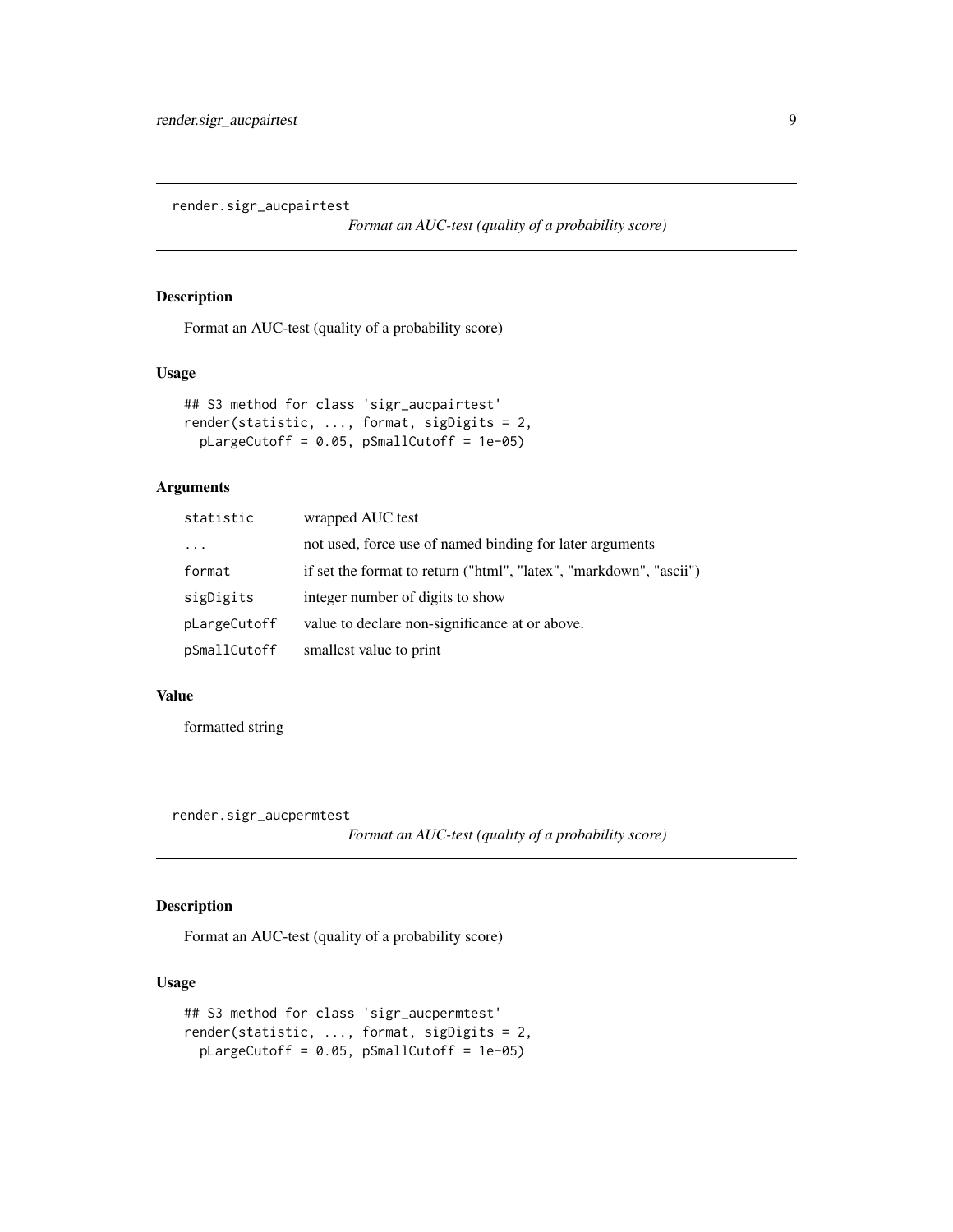## render.sigr_aucpairtest

*Format an AUC-test (quality of a probability score)*

### Description

Format an AUC-test (quality of a probability score)

### Usage

```
## S3 method for class 'sigr_aucpairtest'
render(statistic, ..., format, sigDigits = 2,
  pLargeCutoff = 0.05, pSmallCutoff = 1e-05)
```

### Arguments

| | |
|---|---|
| statistic | wrapped AUC test |
| ... | not used, force use of named binding for later arguments |
| format | if set the format to return ("html", "latex", "markdown", "ascii") |
| sigDigits | integer number of digits to show |
| pLargeCutoff | value to declare non-significance at or above. |
| pSmallCutoff | smallest value to print |

### Value

formatted string

## render.sigr_aucpermtest

*Format an AUC-test (quality of a probability score)*

### Description

Format an AUC-test (quality of a probability score)

### Usage

```
## S3 method for class 'sigr_aucpermtest'
render(statistic, ..., format, sigDigits = 2,
  pLargeCutoff = 0.05, pSmallCutoff = 1e-05)
```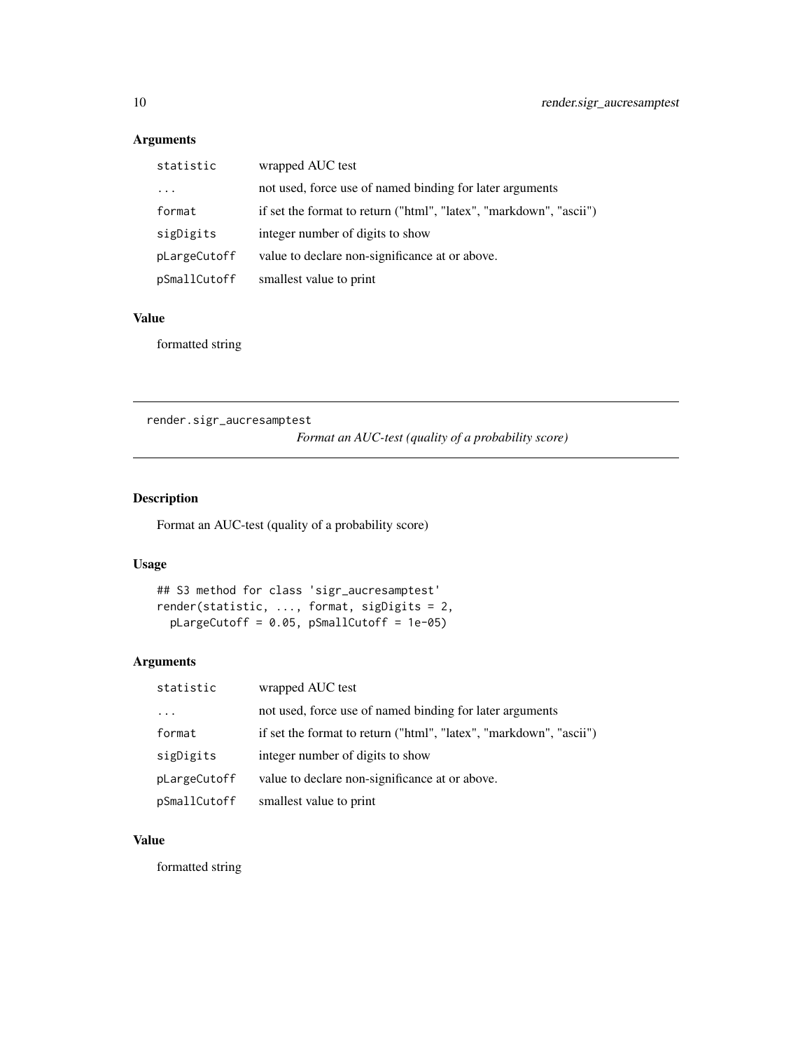### Arguments

| | |
|---|---|
| `statistic` | wrapped AUC test |
| `...` | not used, force use of named binding for later arguments |
| `format` | if set the format to return ("html", "latex", "markdown", "ascii") |
| `sigDigits` | integer number of digits to show |
| `pLargeCutoff` | value to declare non-significance at or above. |
| `pSmallCutoff` | smallest value to print |

### Value

formatted string

---

## render.sigr_aucresamptest

*Format an AUC-test (quality of a probability score)*

---

### Description

Format an AUC-test (quality of a probability score)

### Usage

```
## S3 method for class 'sigr_aucresamptest'
render(statistic, ..., format, sigDigits = 2,
  pLargeCutoff = 0.05, pSmallCutoff = 1e-05)
```

### Arguments

| | |
|---|---|
| `statistic` | wrapped AUC test |
| `...` | not used, force use of named binding for later arguments |
| `format` | if set the format to return ("html", "latex", "markdown", "ascii") |
| `sigDigits` | integer number of digits to show |
| `pLargeCutoff` | value to declare non-significance at or above. |
| `pSmallCutoff` | smallest value to print |

### Value

formatted string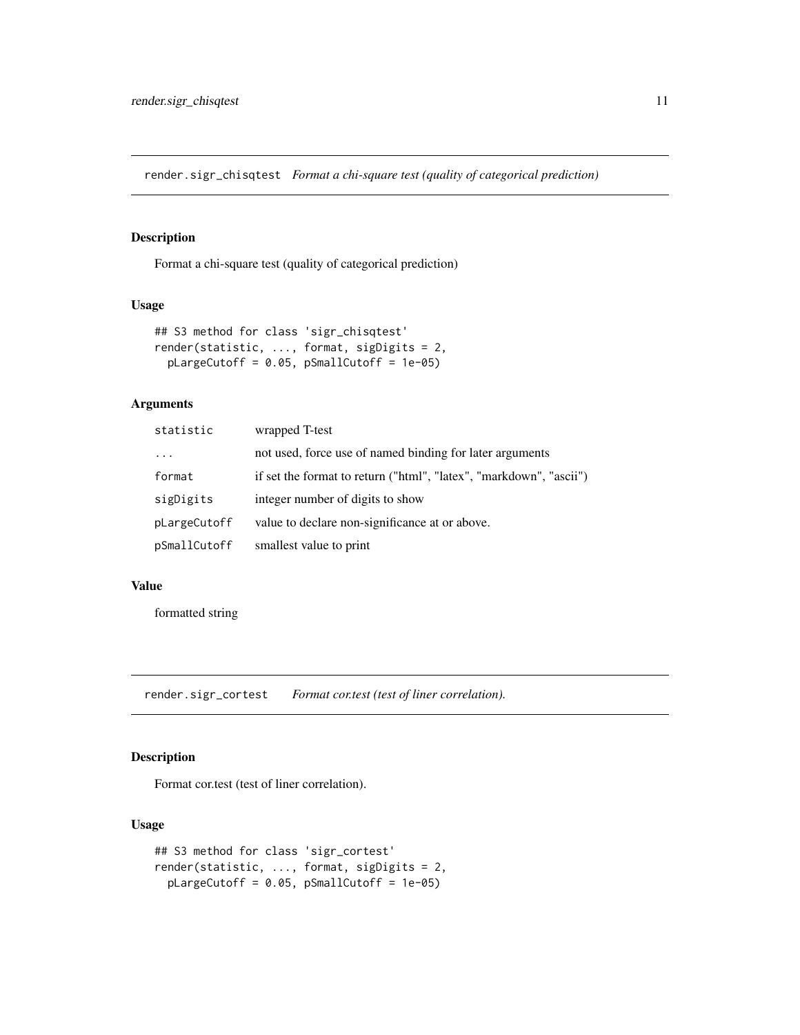## render.sigr_chisqtest *Format a chi-square test (quality of categorical prediction)*

### Description

Format a chi-square test (quality of categorical prediction)

### Usage

```
## S3 method for class 'sigr_chisqtest'
render(statistic, ..., format, sigDigits = 2,
  pLargeCutoff = 0.05, pSmallCutoff = 1e-05)
```

### Arguments

| | |
|---|---|
| statistic | wrapped T-test |
| ... | not used, force use of named binding for later arguments |
| format | if set the format to return ("html", "latex", "markdown", "ascii") |
| sigDigits | integer number of digits to show |
| pLargeCutoff | value to declare non-significance at or above. |
| pSmallCutoff | smallest value to print |

### Value

formatted string

## render.sigr_cortest *Format cor.test (test of liner correlation).*

### Description

Format cor.test (test of liner correlation).

### Usage

```
## S3 method for class 'sigr_cortest'
render(statistic, ..., format, sigDigits = 2,
  pLargeCutoff = 0.05, pSmallCutoff = 1e-05)
```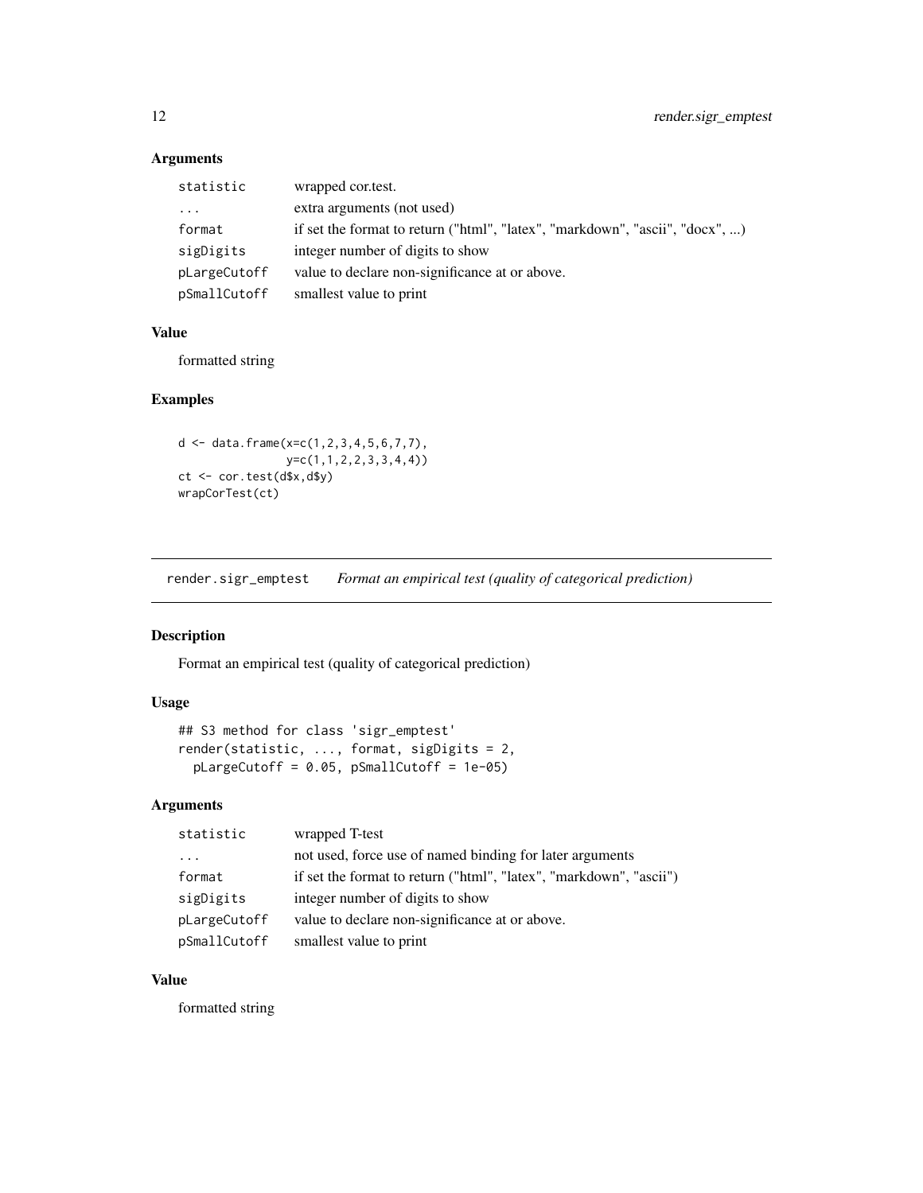### Arguments

| | |
|---|---|
| statistic | wrapped cor.test. |
| ... | extra arguments (not used) |
| format | if set the format to return ("html", "latex", "markdown", "ascii", "docx", ...) |
| sigDigits | integer number of digits to show |
| pLargeCutoff | value to declare non-significance at or above. |
| pSmallCutoff | smallest value to print |

### Value

formatted string

### Examples

```
d <- data.frame(x=c(1,2,3,4,5,6,7,7),
                y=c(1,1,2,2,3,3,4,4))
ct <- cor.test(d$x,d$y)
wrapCorTest(ct)
```

---

## render.sigr_emptest — *Format an empirical test (quality of categorical prediction)*

### Description

Format an empirical test (quality of categorical prediction)

### Usage

```
## S3 method for class 'sigr_emptest'
render(statistic, ..., format, sigDigits = 2,
  pLargeCutoff = 0.05, pSmallCutoff = 1e-05)
```

### Arguments

| | |
|---|---|
| statistic | wrapped T-test |
| ... | not used, force use of named binding for later arguments |
| format | if set the format to return ("html", "latex", "markdown", "ascii") |
| sigDigits | integer number of digits to show |
| pLargeCutoff | value to declare non-significance at or above. |
| pSmallCutoff | smallest value to print |

### Value

formatted string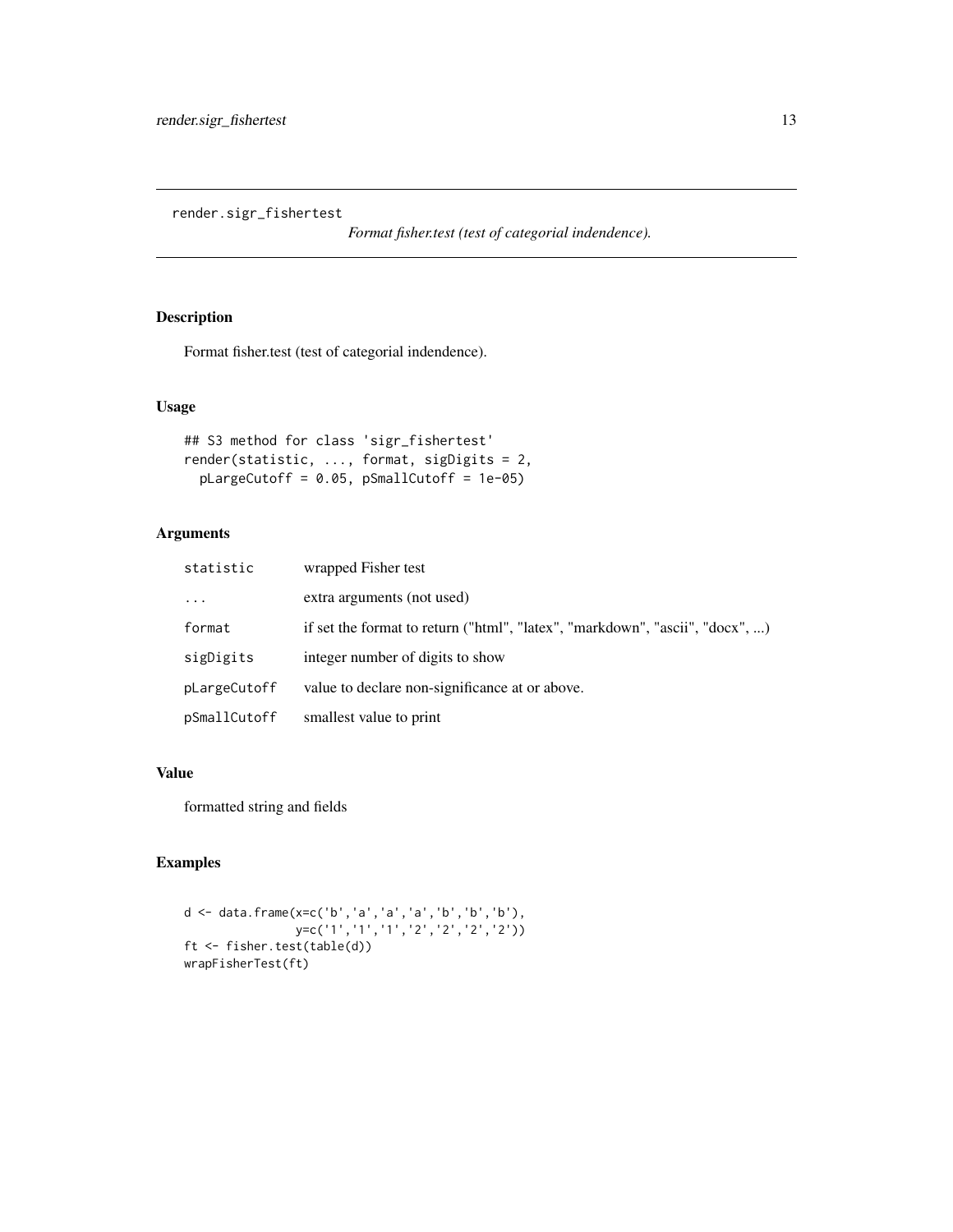render.sigr_fishertest

*Format fisher.test (test of categorial indendence).*

## Description

Format fisher.test (test of categorial indendence).

## Usage

```
## S3 method for class 'sigr_fishertest'
render(statistic, ..., format, sigDigits = 2,
  pLargeCutoff = 0.05, pSmallCutoff = 1e-05)
```

## Arguments

| | |
|---|---|
| statistic | wrapped Fisher test |
| ... | extra arguments (not used) |
| format | if set the format to return ("html", "latex", "markdown", "ascii", "docx", ...) |
| sigDigits | integer number of digits to show |
| pLargeCutoff | value to declare non-significance at or above. |
| pSmallCutoff | smallest value to print |

## Value

formatted string and fields

## Examples

```
d <- data.frame(x=c('b','a','a','a','b','b','b'),
                y=c('1','1','1','2','2','2','2'))
ft <- fisher.test(table(d))
wrapFisherTest(ft)
```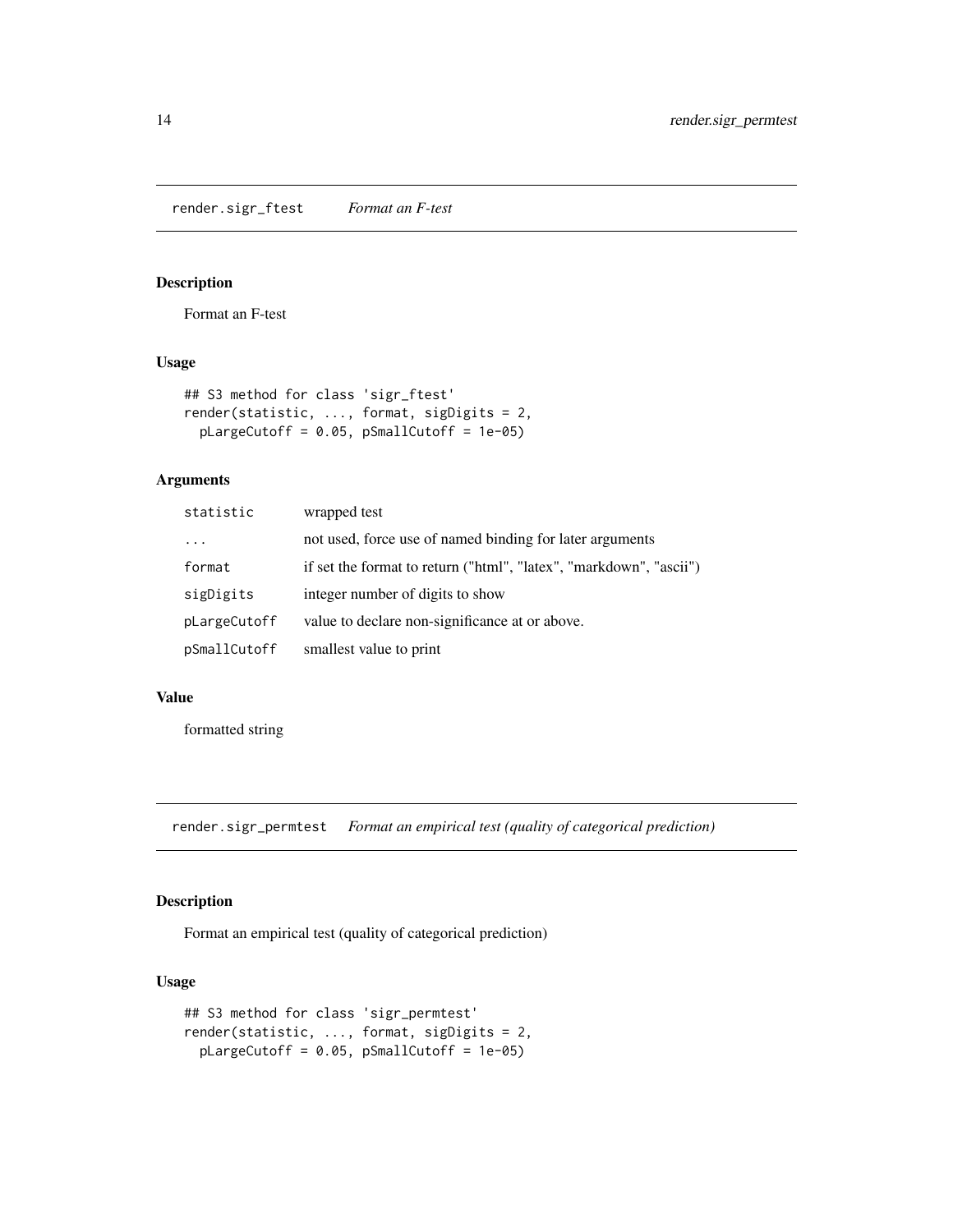## render.sigr_ftest *Format an F-test*

### Description

Format an F-test

### Usage

```
## S3 method for class 'sigr_ftest'
render(statistic, ..., format, sigDigits = 2,
  pLargeCutoff = 0.05, pSmallCutoff = 1e-05)
```

### Arguments

| | |
|---|---|
| `statistic` | wrapped test |
| `...` | not used, force use of named binding for later arguments |
| `format` | if set the format to return ("html", "latex", "markdown", "ascii") |
| `sigDigits` | integer number of digits to show |
| `pLargeCutoff` | value to declare non-significance at or above. |
| `pSmallCutoff` | smallest value to print |

### Value

formatted string

## render.sigr_permtest *Format an empirical test (quality of categorical prediction)*

### Description

Format an empirical test (quality of categorical prediction)

### Usage

```
## S3 method for class 'sigr_permtest'
render(statistic, ..., format, sigDigits = 2,
  pLargeCutoff = 0.05, pSmallCutoff = 1e-05)
```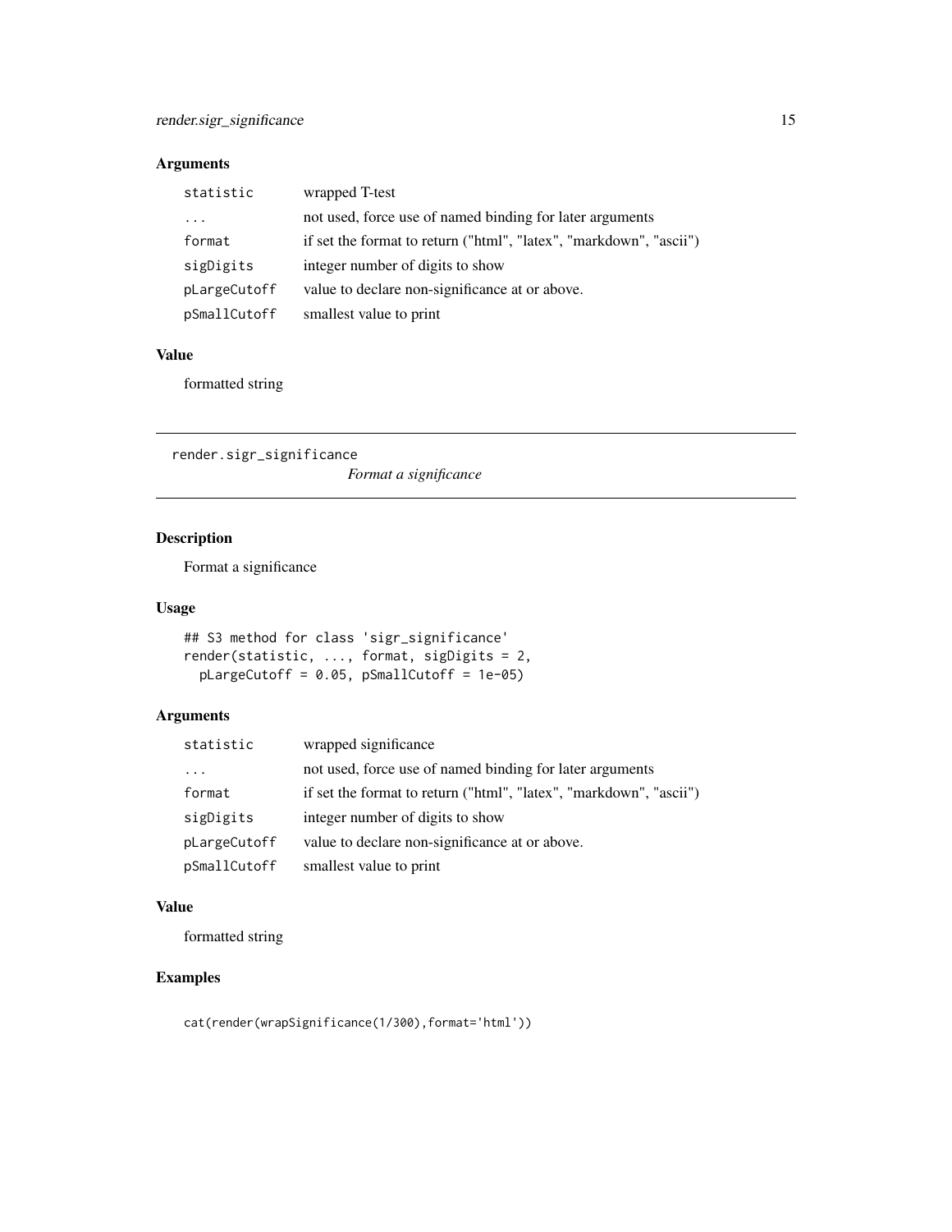### Arguments

| | |
|---|---|
| `statistic` | wrapped T-test |
| `...` | not used, force use of named binding for later arguments |
| `format` | if set the format to return ("html", "latex", "markdown", "ascii") |
| `sigDigits` | integer number of digits to show |
| `pLargeCutoff` | value to declare non-significance at or above. |
| `pSmallCutoff` | smallest value to print |

### Value

formatted string

---

## render.sigr_significance

*Format a significance*

---

### Description

Format a significance

### Usage

```
## S3 method for class 'sigr_significance'
render(statistic, ..., format, sigDigits = 2,
  pLargeCutoff = 0.05, pSmallCutoff = 1e-05)
```

### Arguments

| | |
|---|---|
| `statistic` | wrapped significance |
| `...` | not used, force use of named binding for later arguments |
| `format` | if set the format to return ("html", "latex", "markdown", "ascii") |
| `sigDigits` | integer number of digits to show |
| `pLargeCutoff` | value to declare non-significance at or above. |
| `pSmallCutoff` | smallest value to print |

### Value

formatted string

### Examples

```
cat(render(wrapSignificance(1/300),format='html'))
```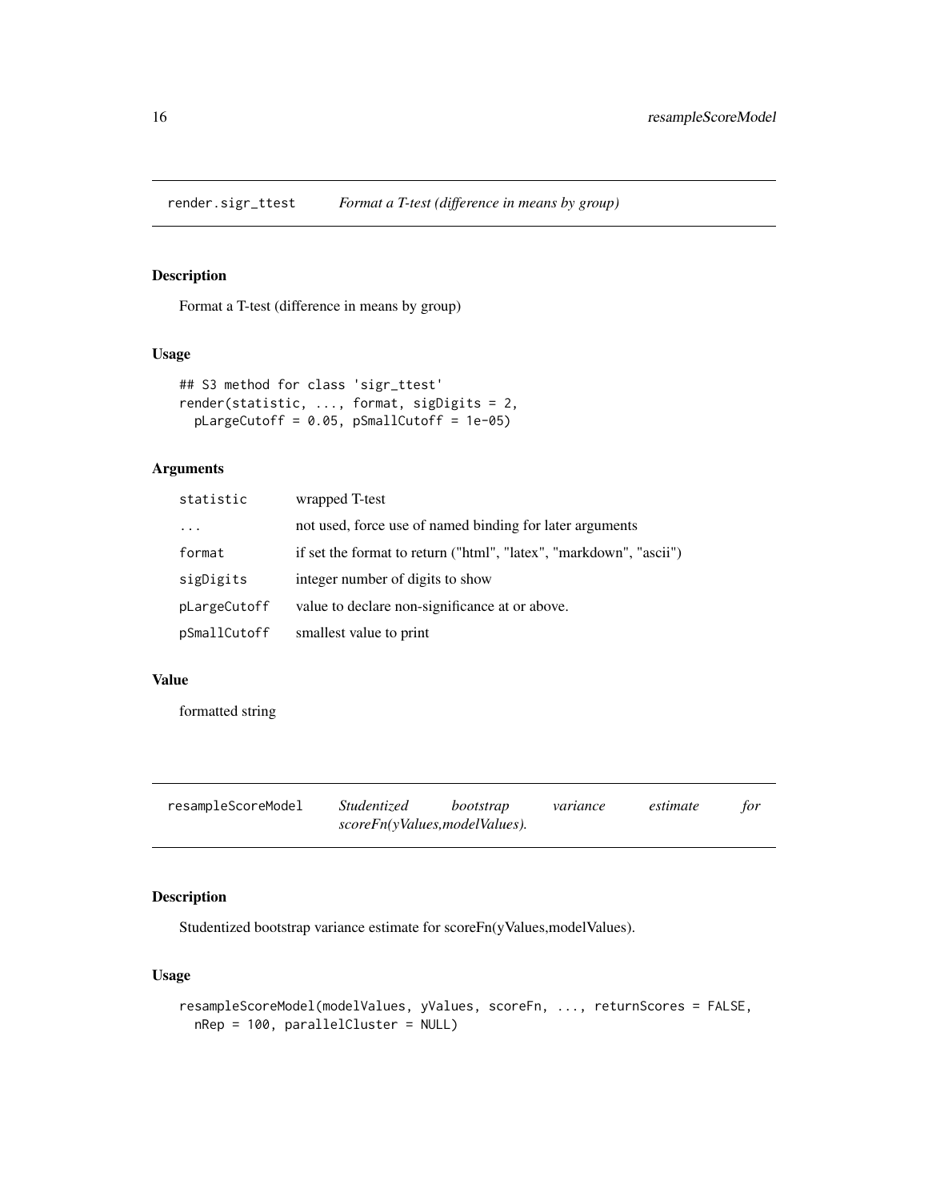## render.sigr_ttest *Format a T-test (difference in means by group)*

### Description

Format a T-test (difference in means by group)

### Usage

```
## S3 method for class 'sigr_ttest'
render(statistic, ..., format, sigDigits = 2,
  pLargeCutoff = 0.05, pSmallCutoff = 1e-05)
```

### Arguments

| | |
|---|---|
| `statistic` | wrapped T-test |
| `...` | not used, force use of named binding for later arguments |
| `format` | if set the format to return ("html", "latex", "markdown", "ascii") |
| `sigDigits` | integer number of digits to show |
| `pLargeCutoff` | value to declare non-significance at or above. |
| `pSmallCutoff` | smallest value to print |

### Value

formatted string

## resampleScoreModel *Studentized bootstrap variance estimate for scoreFn(yValues,modelValues).*

### Description

Studentized bootstrap variance estimate for scoreFn(yValues,modelValues).

### Usage

```
resampleScoreModel(modelValues, yValues, scoreFn, ..., returnScores = FALSE,
  nRep = 100, parallelCluster = NULL)
```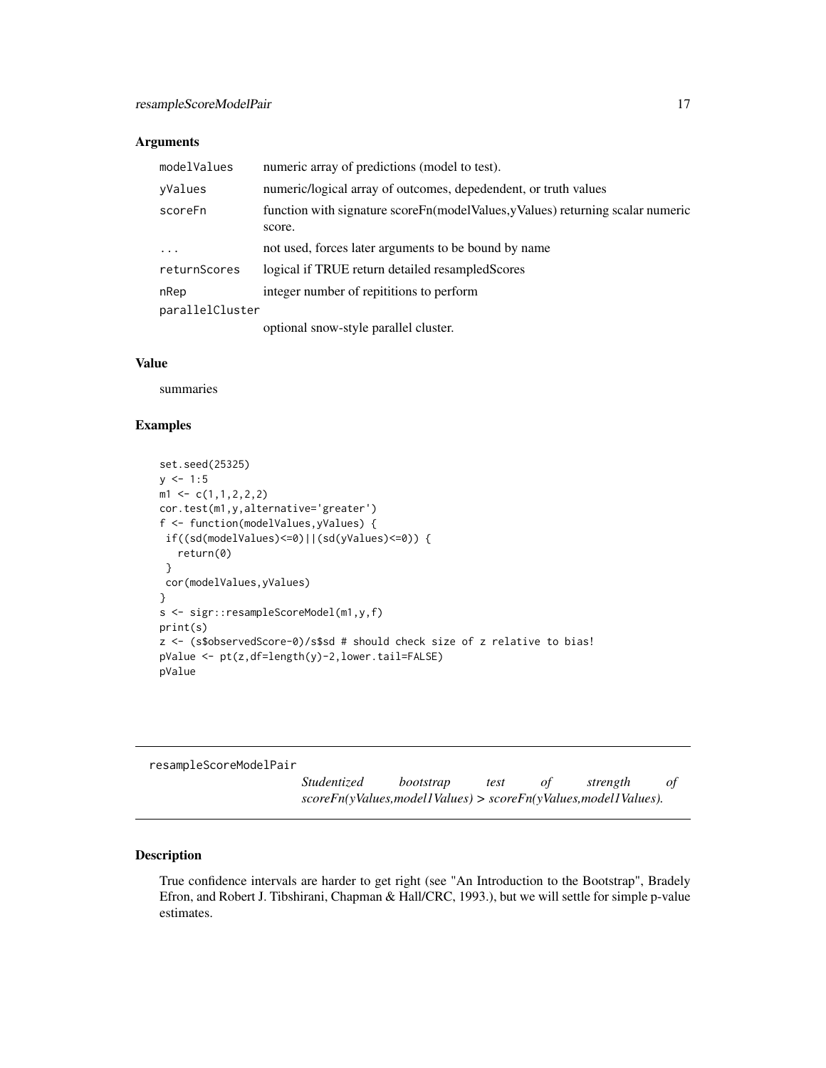### Arguments

| | |
|---|---|
| `modelValues` | numeric array of predictions (model to test). |
| `yValues` | numeric/logical array of outcomes, depedendent, or truth values |
| `scoreFn` | function with signature scoreFn(modelValues,yValues) returning scalar numeric score. |
| `...` | not used, forces later arguments to be bound by name |
| `returnScores` | logical if TRUE return detailed resampledScores |
| `nRep` | integer number of repititions to perform |
| `parallelCluster` | optional snow-style parallel cluster. |

### Value

summaries

### Examples

```
set.seed(25325)
y <- 1:5
m1 <- c(1,1,2,2,2)
cor.test(m1,y,alternative='greater')
f <- function(modelValues,yValues) {
 if((sd(modelValues)<=0)||(sd(yValues)<=0)) {
   return(0)
 }
 cor(modelValues,yValues)
}
s <- sigr::resampleScoreModel(m1,y,f)
print(s)
z <- (s$observedScore-0)/s$sd # should check size of z relative to bias!
pValue <- pt(z,df=length(y)-2,lower.tail=FALSE)
pValue
```

---

## resampleScoreModelPair

*Studentized bootstrap test of strength of scoreFn(yValues,model1Values) > scoreFn(yValues,model1Values).*

### Description

True confidence intervals are harder to get right (see "An Introduction to the Bootstrap", Bradely Efron, and Robert J. Tibshirani, Chapman & Hall/CRC, 1993.), but we will settle for simple p-value estimates.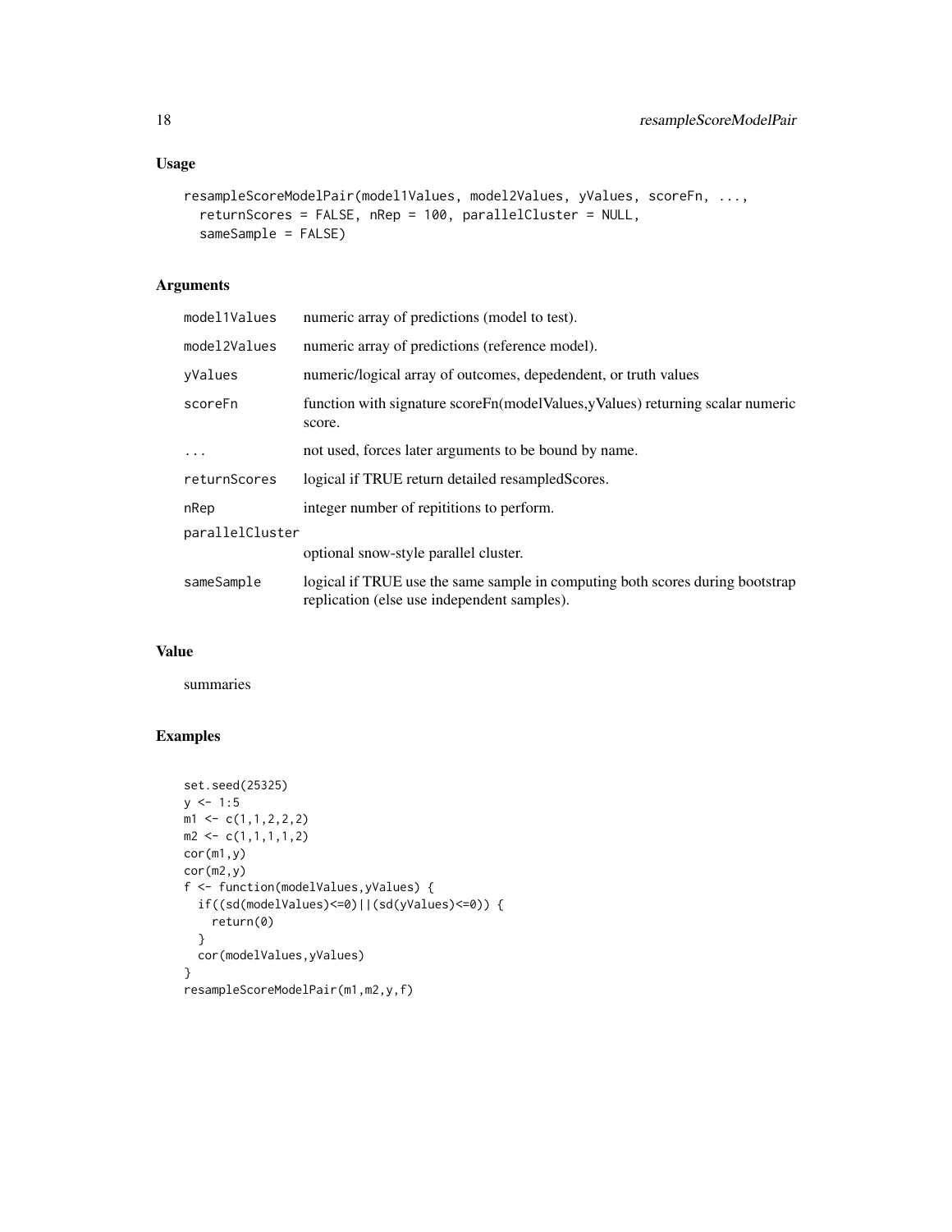## Usage

```
resampleScoreModelPair(model1Values, model2Values, yValues, scoreFn, ...,
  returnScores = FALSE, nRep = 100, parallelCluster = NULL,
  sameSample = FALSE)
```

## Arguments

| Argument | Description |
| --- | --- |
| model1Values | numeric array of predictions (model to test). |
| model2Values | numeric array of predictions (reference model). |
| yValues | numeric/logical array of outcomes, depedendent, or truth values |
| scoreFn | function with signature scoreFn(modelValues,yValues) returning scalar numeric score. |
| ... | not used, forces later arguments to be bound by name. |
| returnScores | logical if TRUE return detailed resampledScores. |
| nRep | integer number of repititions to perform. |
| parallelCluster | optional snow-style parallel cluster. |
| sameSample | logical if TRUE use the same sample in computing both scores during bootstrap replication (else use independent samples). |

## Value

summaries

## Examples

```
set.seed(25325)
y <- 1:5
m1 <- c(1,1,2,2,2)
m2 <- c(1,1,1,1,2)
cor(m1,y)
cor(m2,y)
f <- function(modelValues,yValues) {
  if((sd(modelValues)<=0)||(sd(yValues)<=0)) {
    return(0)
  }
  cor(modelValues,yValues)
}
resampleScoreModelPair(m1,m2,y,f)
```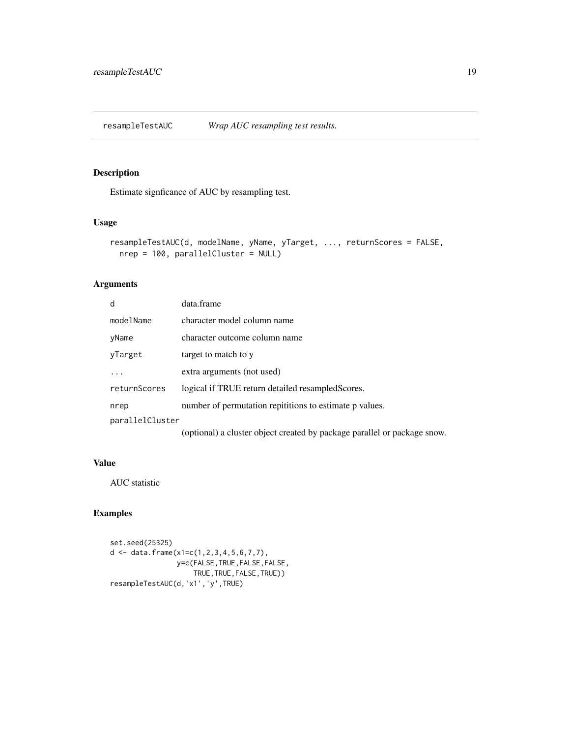# resampleTestAUC — *Wrap AUC resampling test results.*

## Description

Estimate signficance of AUC by resampling test.

## Usage

```
resampleTestAUC(d, modelName, yName, yTarget, ..., returnScores = FALSE,
  nrep = 100, parallelCluster = NULL)
```

## Arguments

| | |
|---|---|
| d | data.frame |
| modelName | character model column name |
| yName | character outcome column name |
| yTarget | target to match to y |
| ... | extra arguments (not used) |
| returnScores | logical if TRUE return detailed resampledScores. |
| nrep | number of permutation repititions to estimate p values. |
| parallelCluster | (optional) a cluster object created by package parallel or package snow. |

## Value

AUC statistic

## Examples

```
set.seed(25325)
d <- data.frame(x1=c(1,2,3,4,5,6,7,7),
                y=c(FALSE,TRUE,FALSE,FALSE,
                    TRUE,TRUE,FALSE,TRUE))
resampleTestAUC(d,'x1','y',TRUE)
```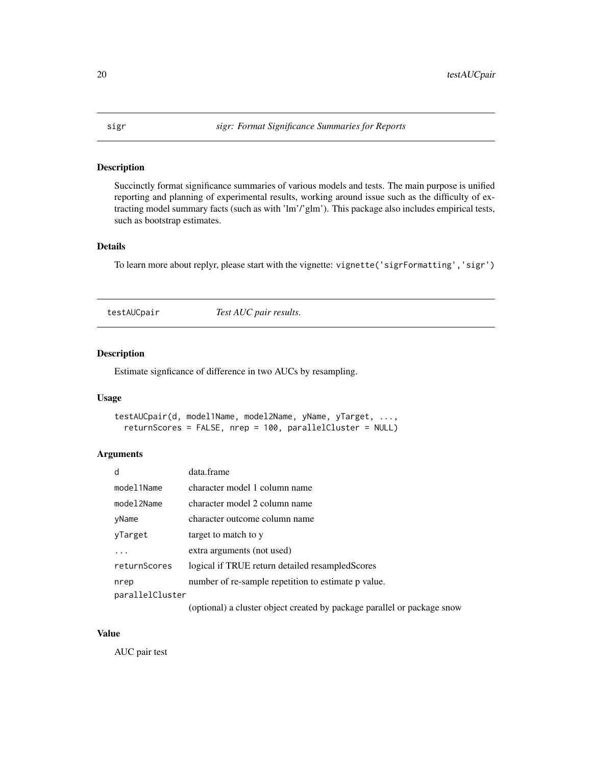## sigr — *sigr: Format Significance Summaries for Reports*

### Description

Succinctly format significance summaries of various models and tests. The main purpose is unified reporting and planning of experimental results, working around issue such as the difficulty of extracting model summary facts (such as with 'lm'/'glm'). This package also includes empirical tests, such as bootstrap estimates.

### Details

To learn more about replyr, please start with the vignette: `vignette('sigrFormatting','sigr')`

## testAUCpair — *Test AUC pair results.*

### Description

Estimate signficance of difference in two AUCs by resampling.

### Usage

```
testAUCpair(d, model1Name, model2Name, yName, yTarget, ...,
  returnScores = FALSE, nrep = 100, parallelCluster = NULL)
```

### Arguments

| | |
|---|---|
| `d` | data.frame |
| `model1Name` | character model 1 column name |
| `model2Name` | character model 2 column name |
| `yName` | character outcome column name |
| `yTarget` | target to match to y |
| `...` | extra arguments (not used) |
| `returnScores` | logical if TRUE return detailed resampledScores |
| `nrep` | number of re-sample repetition to estimate p value. |
| `parallelCluster` | (optional) a cluster object created by package parallel or package snow |

### Value

AUC pair test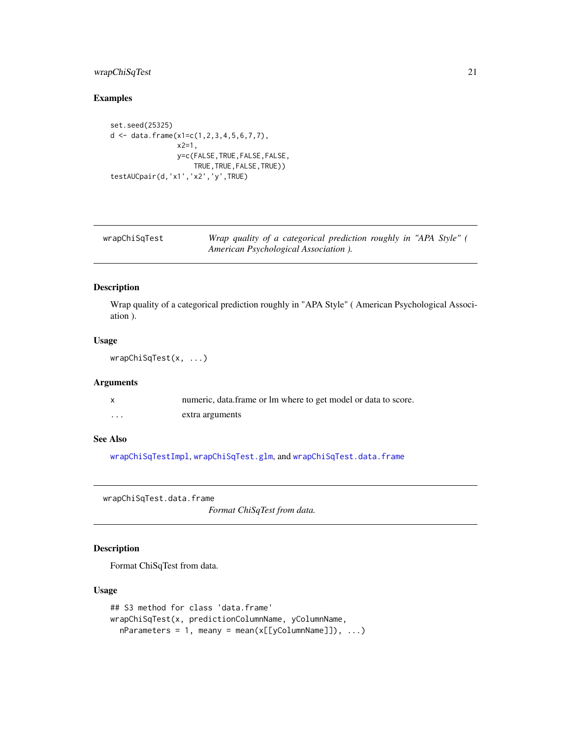### Examples

```
set.seed(25325)
d <- data.frame(x1=c(1,2,3,4,5,6,7,7),
                x2=1,
                y=c(FALSE,TRUE,FALSE,FALSE,
                    TRUE,TRUE,FALSE,TRUE))
testAUCpair(d,'x1','x2','y',TRUE)
```

---

## wrapChiSqTest

*Wrap quality of a categorical prediction roughly in "APA Style" ( American Psychological Association ).*

### Description

Wrap quality of a categorical prediction roughly in "APA Style" ( American Psychological Association ).

### Usage

```
wrapChiSqTest(x, ...)
```

### Arguments

| | |
|---|---|
| x | numeric, data.frame or lm where to get model or data to score. |
| ... | extra arguments |

### See Also

wrapChiSqTestImpl, wrapChiSqTest.glm, and wrapChiSqTest.data.frame

---

## wrapChiSqTest.data.frame

*Format ChiSqTest from data.*

### Description

Format ChiSqTest from data.

### Usage

```
## S3 method for class 'data.frame'
wrapChiSqTest(x, predictionColumnName, yColumnName,
  nParameters = 1, meany = mean(x[[yColumnName]]), ...)
```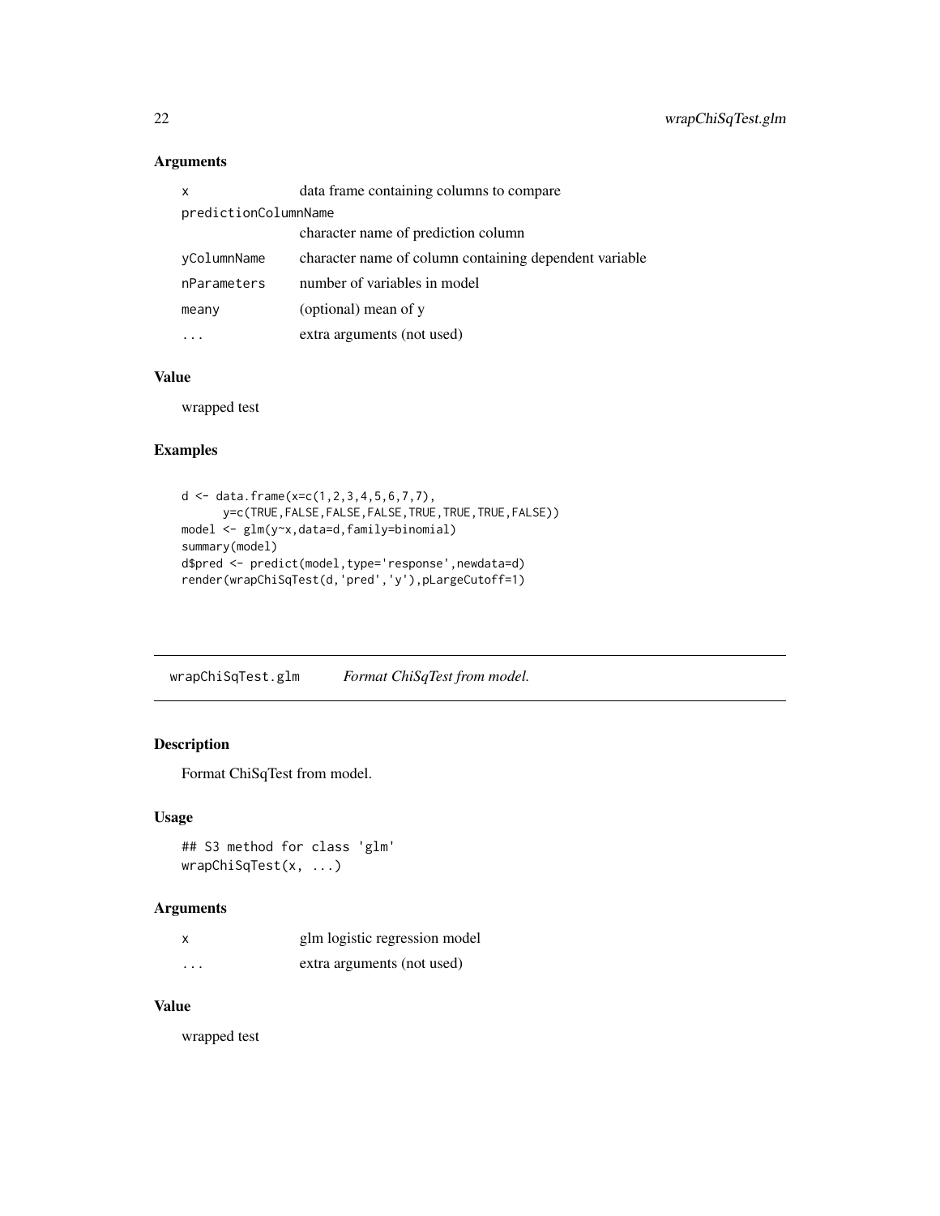### Arguments

| | |
|---|---|
| x | data frame containing columns to compare |
| predictionColumnName | character name of prediction column |
| yColumnName | character name of column containing dependent variable |
| nParameters | number of variables in model |
| meany | (optional) mean of y |
| ... | extra arguments (not used) |

### Value

wrapped test

### Examples

```
d <- data.frame(x=c(1,2,3,4,5,6,7,7),
      y=c(TRUE,FALSE,FALSE,FALSE,TRUE,TRUE,TRUE,FALSE))
model <- glm(y~x,data=d,family=binomial)
summary(model)
d$pred <- predict(model,type='response',newdata=d)
render(wrapChiSqTest(d,'pred','y'),pLargeCutoff=1)
```

---

## wrapChiSqTest.glm — *Format ChiSqTest from model.*

### Description

Format ChiSqTest from model.

### Usage

```
## S3 method for class 'glm'
wrapChiSqTest(x, ...)
```

### Arguments

| | |
|---|---|
| x | glm logistic regression model |
| ... | extra arguments (not used) |

### Value

wrapped test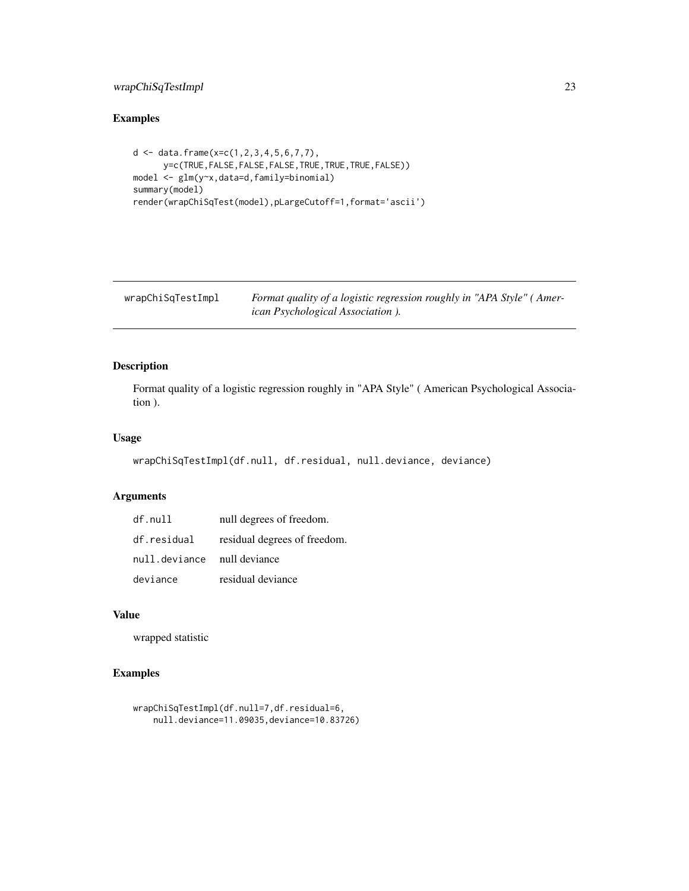## Examples

```
d <- data.frame(x=c(1,2,3,4,5,6,7,7),
      y=c(TRUE,FALSE,FALSE,FALSE,TRUE,TRUE,TRUE,FALSE))
model <- glm(y~x,data=d,family=binomial)
summary(model)
render(wrapChiSqTest(model),pLargeCutoff=1,format='ascii')
```

---

# wrapChiSqTestImpl

*Format quality of a logistic regression roughly in "APA Style" ( American Psychological Association ).*

---

## Description

Format quality of a logistic regression roughly in "APA Style" ( American Psychological Association ).

## Usage

```
wrapChiSqTestImpl(df.null, df.residual, null.deviance, deviance)
```

## Arguments

| | |
|---|---|
| `df.null` | null degrees of freedom. |
| `df.residual` | residual degrees of freedom. |
| `null.deviance` | null deviance |
| `deviance` | residual deviance |

## Value

wrapped statistic

## Examples

```
wrapChiSqTestImpl(df.null=7,df.residual=6,
    null.deviance=11.09035,deviance=10.83726)
```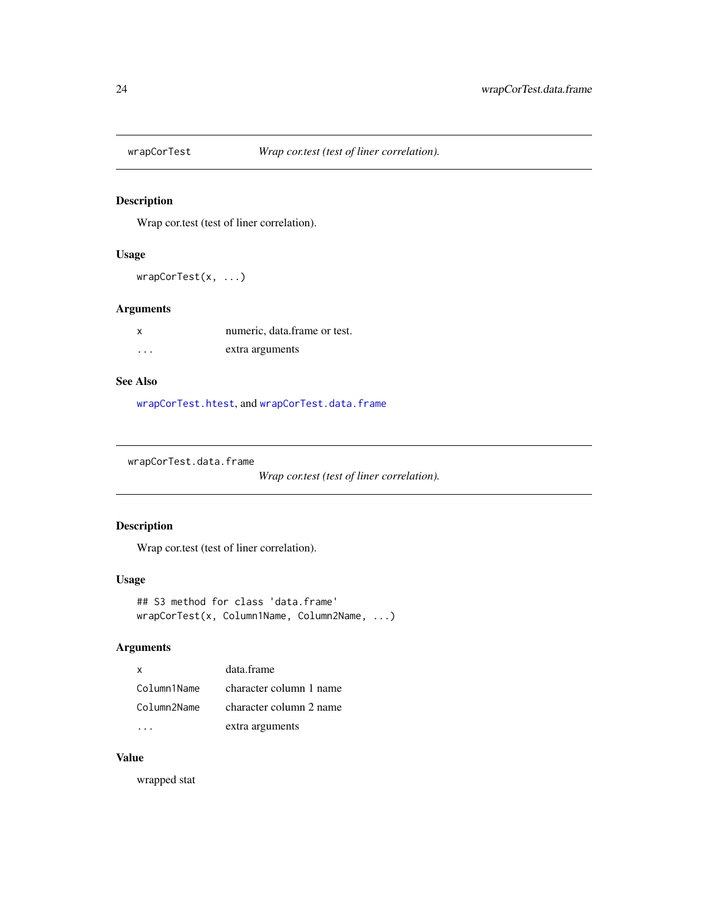## wrapCorTest — *Wrap cor.test (test of liner correlation).*

### Description

Wrap cor.test (test of liner correlation).

### Usage

```
wrapCorTest(x, ...)
```

### Arguments

| | |
|---|---|
| x | numeric, data.frame or test. |
| ... | extra arguments |

### See Also

wrapCorTest.htest, and wrapCorTest.data.frame

## wrapCorTest.data.frame — *Wrap cor.test (test of liner correlation).*

### Description

Wrap cor.test (test of liner correlation).

### Usage

```
## S3 method for class 'data.frame'
wrapCorTest(x, Column1Name, Column2Name, ...)
```

### Arguments

| | |
|---|---|
| x | data.frame |
| Column1Name | character column 1 name |
| Column2Name | character column 2 name |
| ... | extra arguments |

### Value

wrapped stat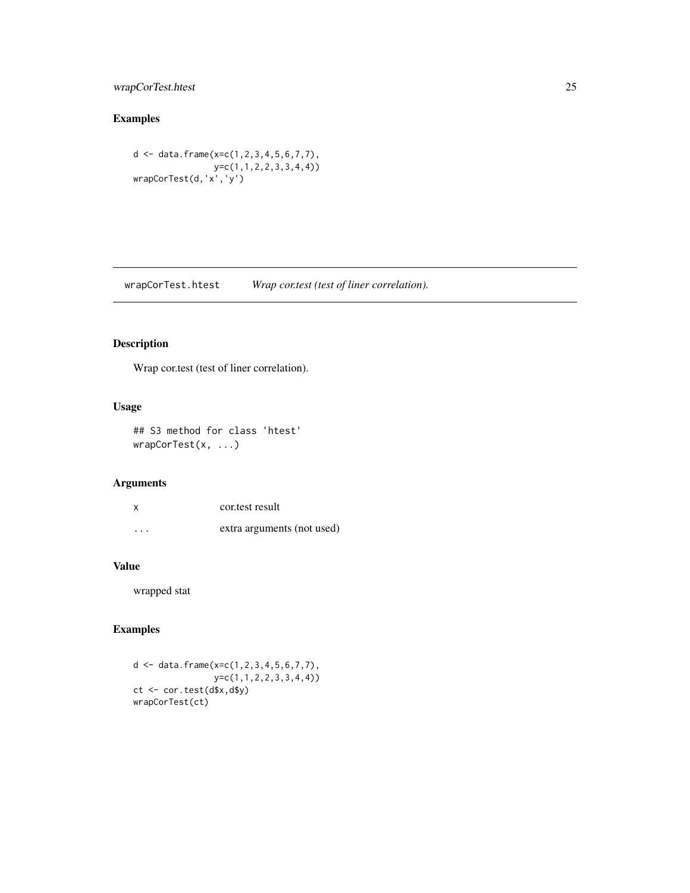## Examples

```
d <- data.frame(x=c(1,2,3,4,5,6,7,7),
                y=c(1,1,2,2,3,3,4,4))
wrapCorTest(d,'x','y')
```

---

# wrapCorTest.htest *Wrap cor.test (test of liner correlation).*

---

## Description

Wrap cor.test (test of liner correlation).

## Usage

```
## S3 method for class 'htest'
wrapCorTest(x, ...)
```

## Arguments

| | |
|---|---|
| x | cor.test result |
| ... | extra arguments (not used) |

## Value

wrapped stat

## Examples

```
d <- data.frame(x=c(1,2,3,4,5,6,7,7),
                y=c(1,1,2,2,3,3,4,4))
ct <- cor.test(d$x,d$y)
wrapCorTest(ct)
```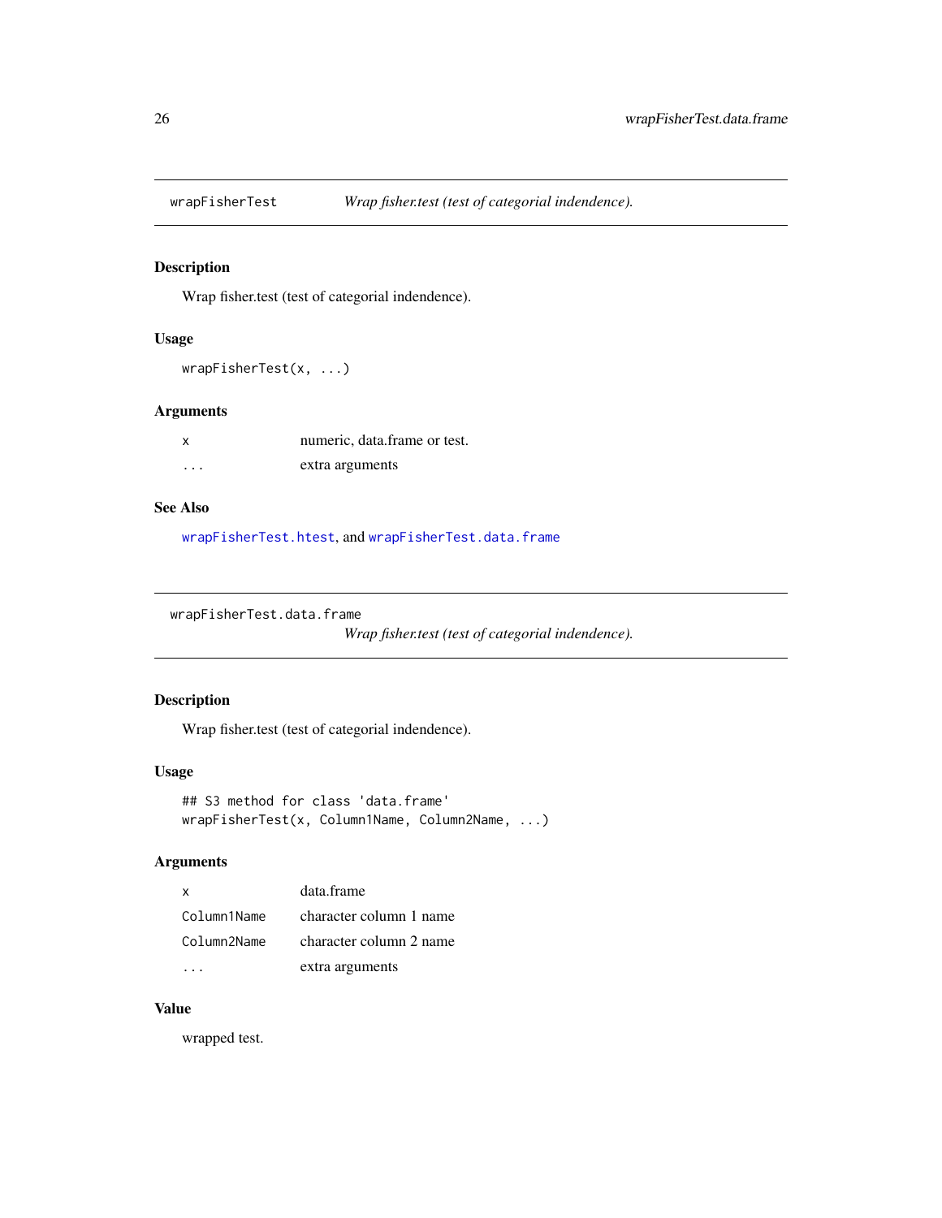## wrapFisherTest — *Wrap fisher.test (test of categorial indendence).*

### Description

Wrap fisher.test (test of categorial indendence).

### Usage

```
wrapFisherTest(x, ...)
```

### Arguments

| | |
|---|---|
| x | numeric, data.frame or test. |
| ... | extra arguments |

### See Also

wrapFisherTest.htest, and wrapFisherTest.data.frame

## wrapFisherTest.data.frame — *Wrap fisher.test (test of categorial indendence).*

### Description

Wrap fisher.test (test of categorial indendence).

### Usage

```
## S3 method for class 'data.frame'
wrapFisherTest(x, Column1Name, Column2Name, ...)
```

### Arguments

| | |
|---|---|
| x | data.frame |
| Column1Name | character column 1 name |
| Column2Name | character column 2 name |
| ... | extra arguments |

### Value

wrapped test.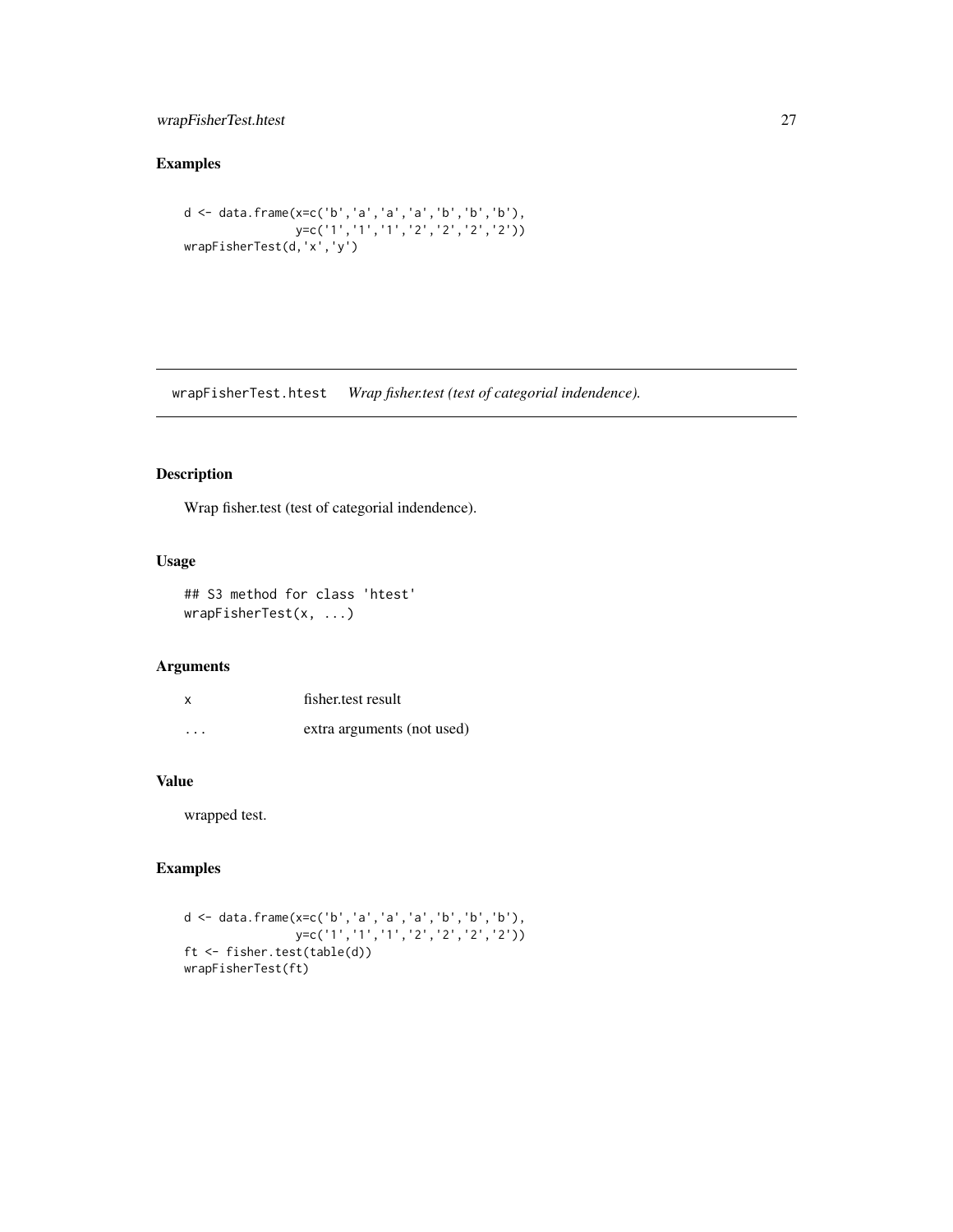## Examples

```
d <- data.frame(x=c('b','a','a','a','b','b','b'),
                y=c('1','1','1','2','2','2','2'))
wrapFisherTest(d,'x','y')
```

---

# wrapFisherTest.htest *Wrap fisher.test (test of categorial indendence).*

---

## Description

Wrap fisher.test (test of categorial indendence).

## Usage

```
## S3 method for class 'htest'
wrapFisherTest(x, ...)
```

## Arguments

| | |
|---|---|
| x | fisher.test result |
| ... | extra arguments (not used) |

## Value

wrapped test.

## Examples

```
d <- data.frame(x=c('b','a','a','a','b','b','b'),
                y=c('1','1','1','2','2','2','2'))
ft <- fisher.test(table(d))
wrapFisherTest(ft)
```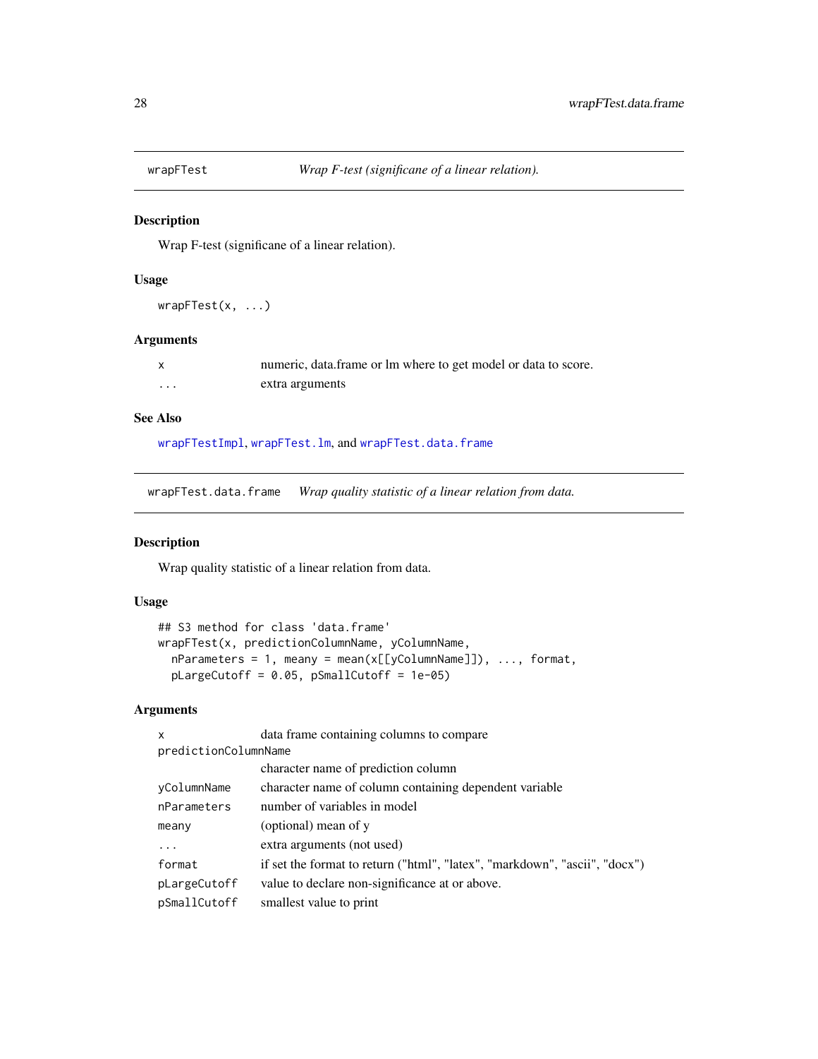## wrapFTest — *Wrap F-test (significane of a linear relation).*

### Description

Wrap F-test (significane of a linear relation).

### Usage

```
wrapFTest(x, ...)
```

### Arguments

| | |
|---|---|
| x | numeric, data.frame or lm where to get model or data to score. |
| ... | extra arguments |

### See Also

wrapFTestImpl, wrapFTest.lm, and wrapFTest.data.frame

## wrapFTest.data.frame — *Wrap quality statistic of a linear relation from data.*

### Description

Wrap quality statistic of a linear relation from data.

### Usage

```
## S3 method for class 'data.frame'
wrapFTest(x, predictionColumnName, yColumnName,
  nParameters = 1, meany = mean(x[[yColumnName]]), ..., format,
  pLargeCutoff = 0.05, pSmallCutoff = 1e-05)
```

### Arguments

| | |
|---|---|
| x | data frame containing columns to compare |
| predictionColumnName | character name of prediction column |
| yColumnName | character name of column containing dependent variable |
| nParameters | number of variables in model |
| meany | (optional) mean of y |
| ... | extra arguments (not used) |
| format | if set the format to return ("html", "latex", "markdown", "ascii", "docx") |
| pLargeCutoff | value to declare non-significance at or above. |
| pSmallCutoff | smallest value to print |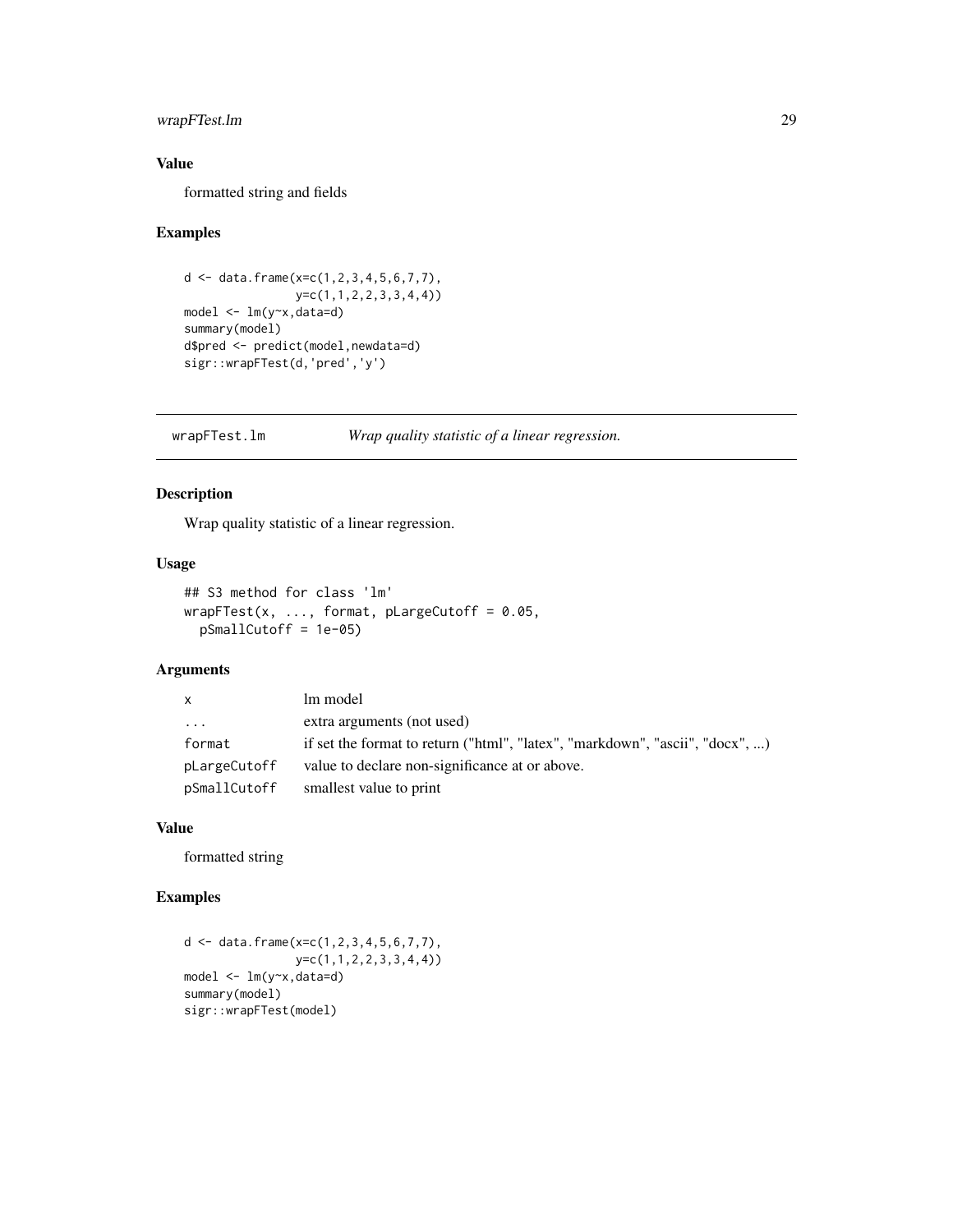## Value

formatted string and fields

## Examples

```
d <- data.frame(x=c(1,2,3,4,5,6,7,7),
                y=c(1,1,2,2,3,3,4,4))
model <- lm(y~x,data=d)
summary(model)
d$pred <- predict(model,newdata=d)
sigr::wrapFTest(d,'pred','y')
```

---

# wrapFTest.lm — *Wrap quality statistic of a linear regression.*

## Description

Wrap quality statistic of a linear regression.

## Usage

```
## S3 method for class 'lm'
wrapFTest(x, ..., format, pLargeCutoff = 0.05,
  pSmallCutoff = 1e-05)
```

## Arguments

| | |
|---|---|
| `x` | lm model |
| `...` | extra arguments (not used) |
| `format` | if set the format to return ("html", "latex", "markdown", "ascii", "docx", ...) |
| `pLargeCutoff` | value to declare non-significance at or above. |
| `pSmallCutoff` | smallest value to print |

## Value

formatted string

## Examples

```
d <- data.frame(x=c(1,2,3,4,5,6,7,7),
                y=c(1,1,2,2,3,3,4,4))
model <- lm(y~x,data=d)
summary(model)
sigr::wrapFTest(model)
```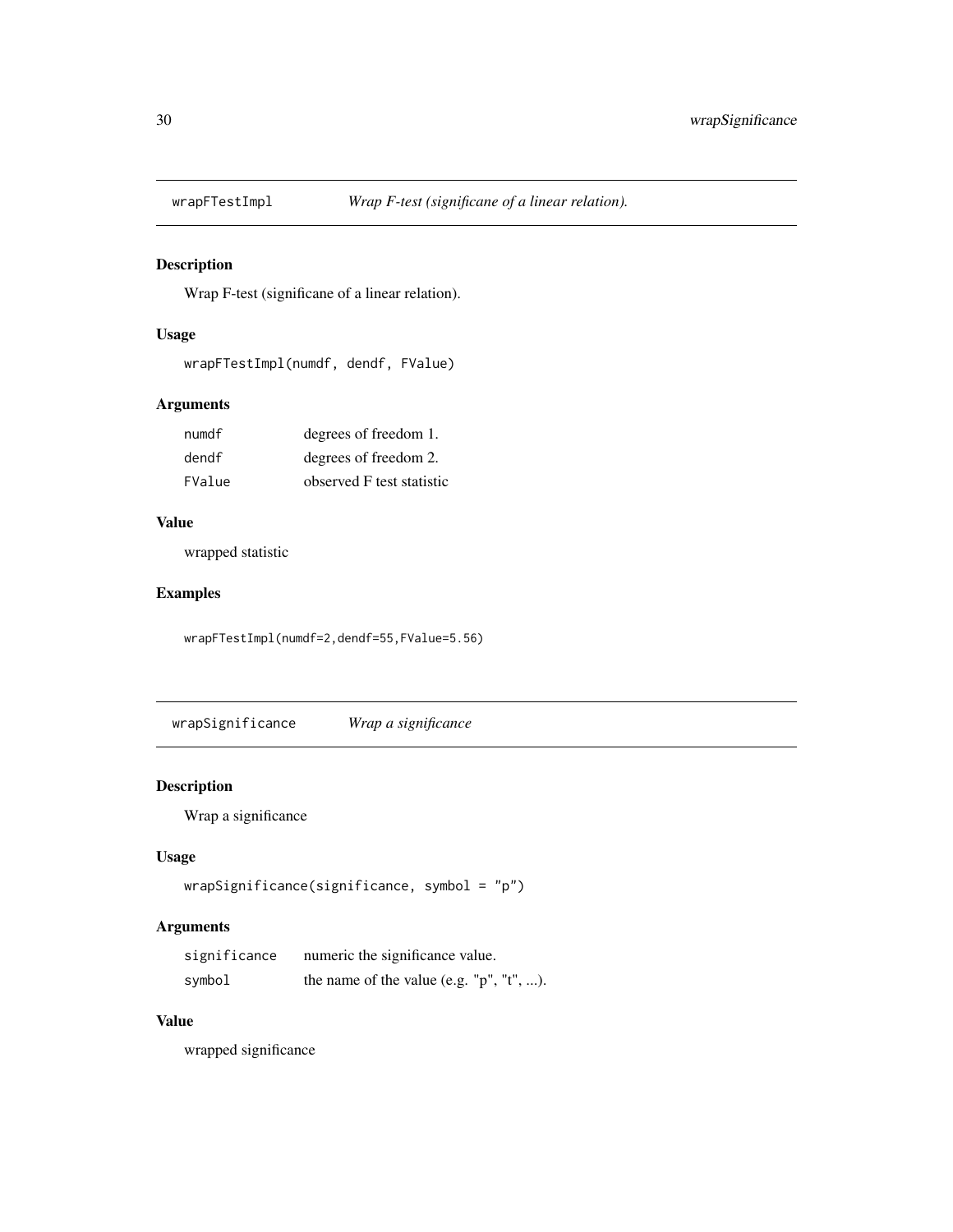## wrapFTestImpl — *Wrap F-test (significane of a linear relation).*

### Description

Wrap F-test (significane of a linear relation).

### Usage

```
wrapFTestImpl(numdf, dendf, FValue)
```

### Arguments

| | |
|---|---|
| numdf | degrees of freedom 1. |
| dendf | degrees of freedom 2. |
| FValue | observed F test statistic |

### Value

wrapped statistic

### Examples

```
wrapFTestImpl(numdf=2,dendf=55,FValue=5.56)
```

## wrapSignificance — *Wrap a significance*

### Description

Wrap a significance

### Usage

```
wrapSignificance(significance, symbol = "p")
```

### Arguments

| | |
|---|---|
| significance | numeric the significance value. |
| symbol | the name of the value (e.g. "p", "t", ...). |

### Value

wrapped significance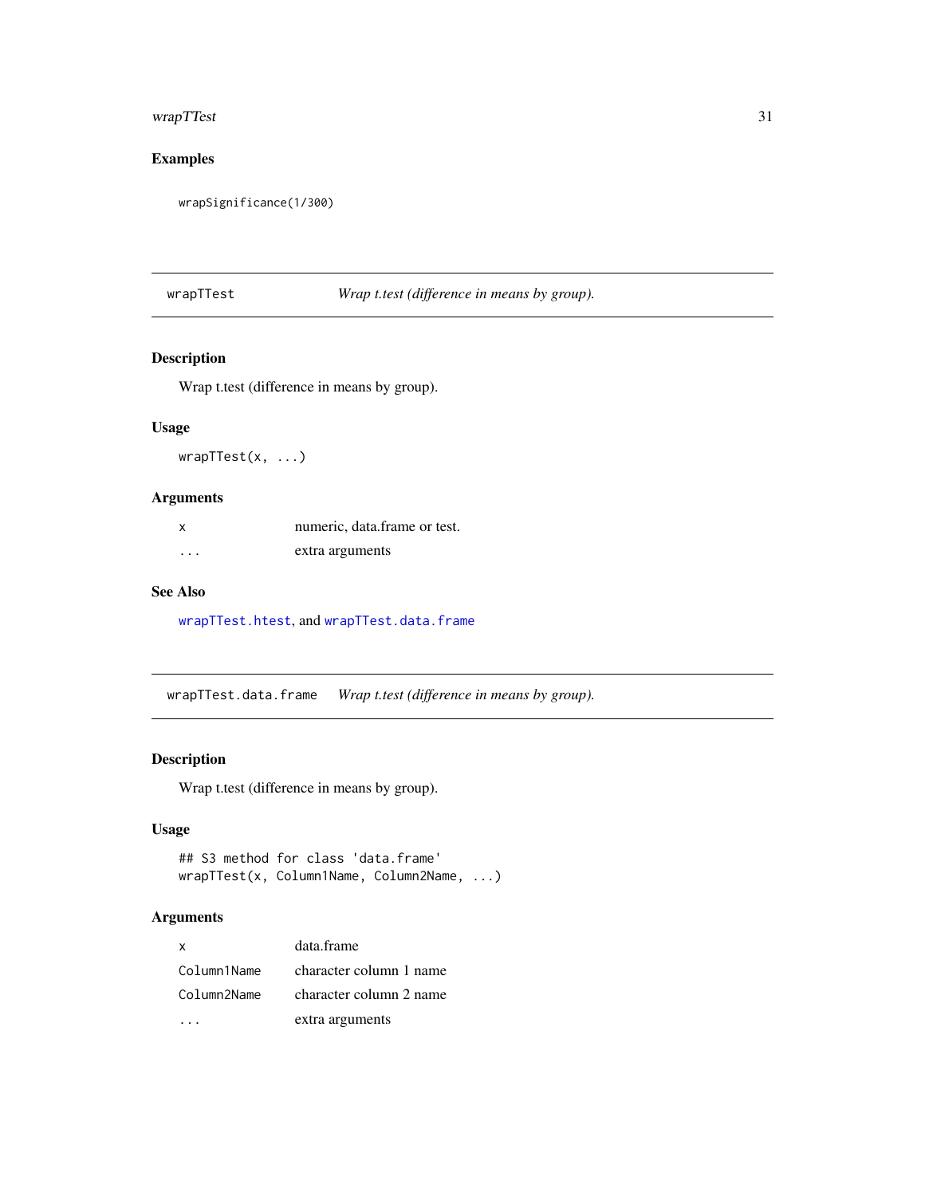### Examples

```
wrapSignificance(1/300)
```

## wrapTTest — *Wrap t.test (difference in means by group).*

### Description

Wrap t.test (difference in means by group).

### Usage

```
wrapTTest(x, ...)
```

### Arguments

| | |
|---|---|
| `x` | numeric, data.frame or test. |
| `...` | extra arguments |

### See Also

`wrapTTest.htest`, and `wrapTTest.data.frame`

## wrapTTest.data.frame — *Wrap t.test (difference in means by group).*

### Description

Wrap t.test (difference in means by group).

### Usage

```
## S3 method for class 'data.frame'
wrapTTest(x, Column1Name, Column2Name, ...)
```

### Arguments

| | |
|---|---|
| `x` | data.frame |
| `Column1Name` | character column 1 name |
| `Column2Name` | character column 2 name |
| `...` | extra arguments |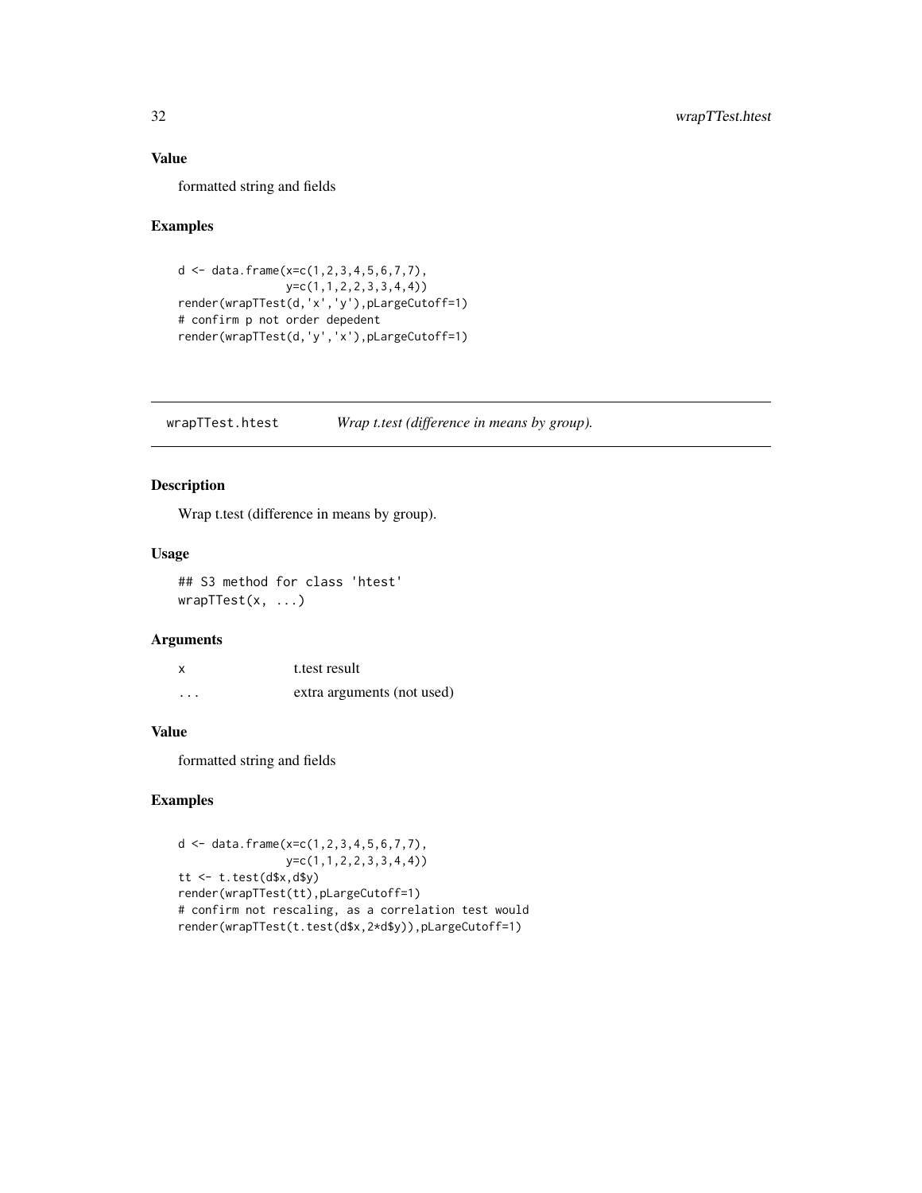### Value

formatted string and fields

### Examples

```
d <- data.frame(x=c(1,2,3,4,5,6,7,7),
                y=c(1,1,2,2,3,3,4,4))
render(wrapTTest(d,'x','y'),pLargeCutoff=1)
# confirm p not order depedent
render(wrapTTest(d,'y','x'),pLargeCutoff=1)
```

---

## wrapTTest.htest *Wrap t.test (difference in means by group).*

---

### Description

Wrap t.test (difference in means by group).

### Usage

```
## S3 method for class 'htest'
wrapTTest(x, ...)
```

### Arguments

| | |
|---|---|
| `x` | t.test result |
| `...` | extra arguments (not used) |

### Value

formatted string and fields

### Examples

```
d <- data.frame(x=c(1,2,3,4,5,6,7,7),
                y=c(1,1,2,2,3,3,4,4))
tt <- t.test(d$x,d$y)
render(wrapTTest(tt),pLargeCutoff=1)
# confirm not rescaling, as a correlation test would
render(wrapTTest(t.test(d$x,2*d$y)),pLargeCutoff=1)
```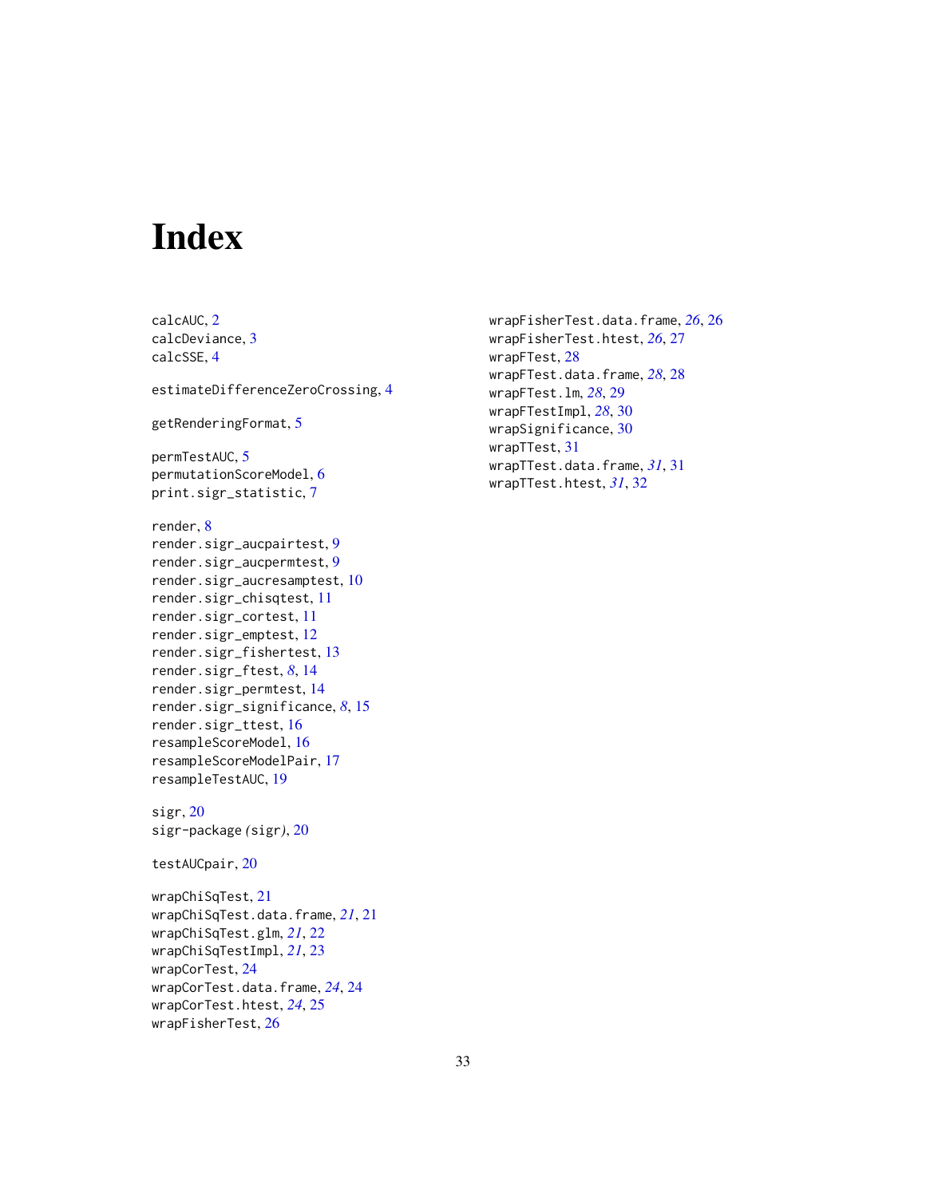# Index

calcAUC, 2
calcDeviance, 3
calcSSE, 4

estimateDifferenceZeroCrossing, 4

getRenderingFormat, 5

permTestAUC, 5
permutationScoreModel, 6
print.sigr_statistic, 7

render, 8
render.sigr_aucpairtest, 9
render.sigr_aucpermtest, 9
render.sigr_aucresamptest, 10
render.sigr_chisqtest, 11
render.sigr_cortest, 11
render.sigr_emptest, 12
render.sigr_fishertest, 13
render.sigr_ftest, *8*, 14
render.sigr_permtest, 14
render.sigr_significance, *8*, 15
render.sigr_ttest, 16
resampleScoreModel, 16
resampleScoreModelPair, 17
resampleTestAUC, 19

sigr, 20
sigr-package *(*sigr*)*, 20

testAUCpair, 20

wrapChiSqTest, 21
wrapChiSqTest.data.frame, *21*, 21
wrapChiSqTest.glm, *21*, 22
wrapChiSqTestImpl, *21*, 23
wrapCorTest, 24
wrapCorTest.data.frame, *24*, 24
wrapCorTest.htest, *24*, 25
wrapFisherTest, 26
wrapFisherTest.data.frame, *26*, 26
wrapFisherTest.htest, *26*, 27
wrapFTest, 28
wrapFTest.data.frame, *28*, 28
wrapFTest.lm, *28*, 29
wrapFTestImpl, *28*, 30
wrapSignificance, 30
wrapTTest, 31
wrapTTest.data.frame, *31*, 31
wrapTTest.htest, *31*, 32